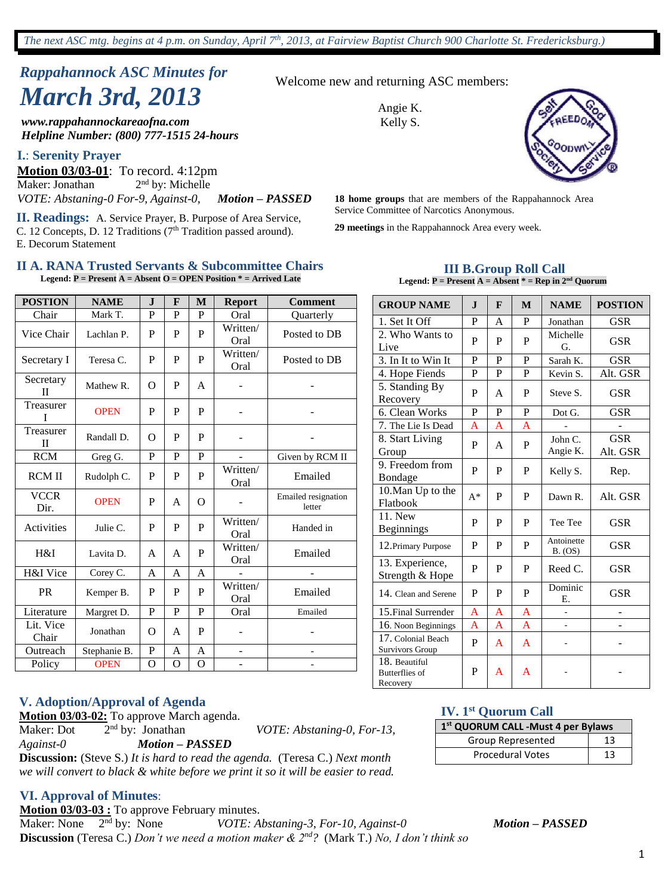*The next ASC mtg. begins at 4 p.m. on Sunday, April 7th, 2013, at Fairview Baptist Church 900 Charlotte St. Fredericksburg.)*

## *Rappahannock ASC Minutes for*
# *March 3rd, 2013*

***www.rappahannockareaofna.com***
***Helpline Number: (800) 777-1515 24-hours***

Welcome new and returning ASC members:

Angie K.
Kelly S.

**18 home groups** that are members of the Rappahannock Area Service Committee of Narcotics Anonymous.

**29 meetings** in the Rappahannock Area every week.

### I.: Serenity Prayer

**Motion 03/03-01**: To record. 4:12pm
Maker: Jonathan 2nd by: Michelle
*VOTE: Abstaning-0 For-9, Against-0,* ***Motion – PASSED***

### II. Readings:
A. Service Prayer, B. Purpose of Area Service, C. 12 Concepts, D. 12 Traditions (7th Tradition passed around). E. Decorum Statement

### II A. RANA Trusted Servants & Subcommittee Chairs

**Legend: P = Present A = Absent O = OPEN Position * = Arrived Late**

| POSTION | NAME | J | F | M | Report | Comment |
|---|---|---|---|---|---|---|
| Chair | Mark T. | P | P | P | Oral | Quarterly |
| Vice Chair | Lachlan P. | P | P | P | Written/ Oral | Posted to DB |
| Secretary I | Teresa C. | P | P | P | Written/ Oral | Posted to DB |
| Secretary II | Mathew R. | O | P | A | - | - |
| Treasurer I | OPEN | P | P | P | - | - |
| Treasurer II | Randall D. | O | P | P | - | - |
| RCM | Greg G. | P | P | P | - | Given by RCM II |
| RCM II | Rudolph C. | P | P | P | Written/ Oral | Emailed |
| VCCR Dir. | OPEN | P | A | O | - | Emailed resignation letter |
| Activities | Julie C. | P | P | P | Written/ Oral | Handed in |
| H&I | Lavita D. | A | A | P | Written/ Oral | Emailed |
| H&I Vice | Corey C. | A | A | A | - | - |
| PR | Kemper B. | P | P | P | Written/ Oral | Emailed |
| Literature | Margret D. | P | P | P | Oral | Emailed |
| Lit. Vice Chair | Jonathan | O | A | P | - | - |
| Outreach | Stephanie B. | P | A | A | - | - |
| Policy | OPEN | O | O | O | - | - |

### III B.Group Roll Call

**Legend: P = Present A = Absent * = Rep in 2nd Quorum**

| GROUP NAME | J | F | M | NAME | POSTION |
|---|---|---|---|---|---|
| 1. Set It Off | P | A | P | Jonathan | GSR |
| 2. Who Wants to Live | P | P | P | Michelle G. | GSR |
| 3. In It to Win It | P | P | P | Sarah K. | GSR |
| 4. Hope Fiends | P | P | P | Kevin S. | Alt. GSR |
| 5. Standing By Recovery | P | A | P | Steve S. | GSR |
| 6. Clean Works | P | P | P | Dot G. | GSR |
| 7. The Lie Is Dead | A | A | A | - | - |
| 8. Start Living Group | P | A | P | John C. Angie K. | GSR Alt. GSR |
| 9. Freedom from Bondage | P | P | P | Kelly S. | Rep. |
| 10.Man Up to the Flatbook | A* | P | P | Dawn R. | Alt. GSR |
| 11. New Beginnings | P | P | P | Tee Tee | GSR |
| 12.Primary Purpose | P | P | P | Antoinette B. (OS) | GSR |
| 13. Experience, Strength & Hope | P | P | P | Reed C. | GSR |
| 14. Clean and Serene | P | P | P | Dominic E. | GSR |
| 15.Final Surrender | A | A | A | - | - |
| 16. Noon Beginnings | A | A | A | - | - |
| 17. Colonial Beach Survivors Group | P | A | A | - | - |
| 18. Beautiful Butterflies of Recovery | P | A | A | - | - |

### IV. 1st Quorum Call

| 1st QUORUM CALL -Must 4 per Bylaws | |
|---|---|
| Group Represented | 13 |
| Procedural Votes | 13 |

### V. Adoption/Approval of Agenda

**Motion 03/03-02:** To approve March agenda.
Maker: Dot 2nd by: Jonathan *VOTE: Abstaning-0, For-13, Against-0* ***Motion – PASSED***
**Discussion:** (Steve S.) *It is hard to read the agenda.* (Teresa C.) *Next month we will convert to black & white before we print it so it will be easier to read.*

### VI. Approval of Minutes:

**Motion 03/03-03 :** To approve February minutes.
Maker: None 2nd by: None *VOTE: Abstaning-3, For-10, Against-0* ***Motion – PASSED***
**Discussion** (Teresa C.) *Don't we need a motion maker & 2nd?* (Mark T.) *No, I don't think so*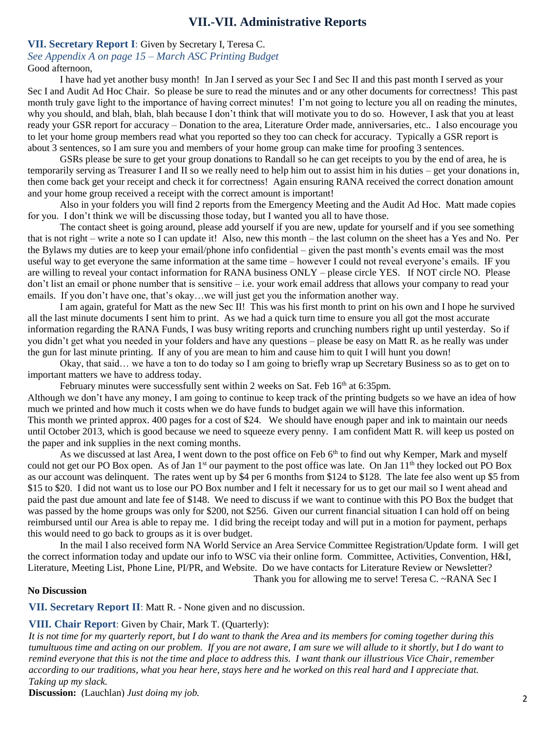# VII.-VII. Administrative Reports

**VII. Secretary Report I**: Given by Secretary I, Teresa C.

*See Appendix A on page 15 – March ASC Printing Budget*

Good afternoon,

I have had yet another busy month! In Jan I served as your Sec I and Sec II and this past month I served as your Sec I and Audit Ad Hoc Chair. So please be sure to read the minutes and or any other documents for correctness! This past month truly gave light to the importance of having correct minutes! I'm not going to lecture you all on reading the minutes, why you should, and blah, blah, blah because I don't think that will motivate you to do so. However, I ask that you at least ready your GSR report for accuracy – Donation to the area, Literature Order made, anniversaries, etc.. I also encourage you to let your home group members read what you reported so they too can check for accuracy. Typically a GSR report is about 3 sentences, so I am sure you and members of your home group can make time for proofing 3 sentences.

GSRs please be sure to get your group donations to Randall so he can get receipts to you by the end of area, he is temporarily serving as Treasurer I and II so we really need to help him out to assist him in his duties – get your donations in, then come back get your receipt and check it for correctness! Again ensuring RANA received the correct donation amount and your home group received a receipt with the correct amount is important!

Also in your folders you will find 2 reports from the Emergency Meeting and the Audit Ad Hoc. Matt made copies for you. I don't think we will be discussing those today, but I wanted you all to have those.

The contact sheet is going around, please add yourself if you are new, update for yourself and if you see something that is not right – write a note so I can update it! Also, new this month – the last column on the sheet has a Yes and No. Per the Bylaws my duties are to keep your email/phone info confidential – given the past month's events email was the most useful way to get everyone the same information at the same time – however I could not reveal everyone's emails. IF you are willing to reveal your contact information for RANA business ONLY – please circle YES. If NOT circle NO. Please don't list an email or phone number that is sensitive – i.e. your work email address that allows your company to read your emails. If you don't have one, that's okay…we will just get you the information another way.

I am again, grateful for Matt as the new Sec II! This was his first month to print on his own and I hope he survived all the last minute documents I sent him to print. As we had a quick turn time to ensure you all got the most accurate information regarding the RANA Funds, I was busy writing reports and crunching numbers right up until yesterday. So if you didn't get what you needed in your folders and have any questions – please be easy on Matt R. as he really was under the gun for last minute printing. If any of you are mean to him and cause him to quit I will hunt you down!

Okay, that said… we have a ton to do today so I am going to briefly wrap up Secretary Business so as to get on to important matters we have to address today.

February minutes were successfully sent within 2 weeks on Sat. Feb 16th at 6:35pm.

Although we don't have any money, I am going to continue to keep track of the printing budgets so we have an idea of how much we printed and how much it costs when we do have funds to budget again we will have this information.

This month we printed approx. 400 pages for a cost of $24. We should have enough paper and ink to maintain our needs until October 2013, which is good because we need to squeeze every penny. I am confident Matt R. will keep us posted on the paper and ink supplies in the next coming months.

As we discussed at last Area, I went down to the post office on Feb 6th to find out why Kemper, Mark and myself could not get our PO Box open. As of Jan 1st our payment to the post office was late. On Jan 11th they locked out PO Box as our account was delinquent. The rates went up by $4 per 6 months from $124 to $128. The late fee also went up $5 from $15 to $20. I did not want us to lose our PO Box number and I felt it necessary for us to get our mail so I went ahead and paid the past due amount and late fee of $148. We need to discuss if we want to continue with this PO Box the budget that was passed by the home groups was only for $200, not $256. Given our current financial situation I can hold off on being reimbursed until our Area is able to repay me. I did bring the receipt today and will put in a motion for payment, perhaps this would need to go back to groups as it is over budget.

In the mail I also received form NA World Service an Area Service Committee Registration/Update form. I will get the correct information today and update our info to WSC via their online form. Committee, Activities, Convention, H&I, Literature, Meeting List, Phone Line, PI/PR, and Website. Do we have contacts for Literature Review or Newsletter?

Thank you for allowing me to serve! Teresa C. ~RANA Sec I

**No Discussion**

**VII. Secretary Report II**: Matt R. - None given and no discussion.

**VIII. Chair Report**: Given by Chair, Mark T. (Quarterly):

*It is not time for my quarterly report, but I do want to thank the Area and its members for coming together during this tumultuous time and acting on our problem. If you are not aware, I am sure we will allude to it shortly, but I do want to remind everyone that this is not the time and place to address this. I want thank our illustrious Vice Chair, remember according to our traditions, what you hear here, stays here and he worked on this real hard and I appreciate that. Taking up my slack.*

**Discussion:** (Lauchlan) *Just doing my job.*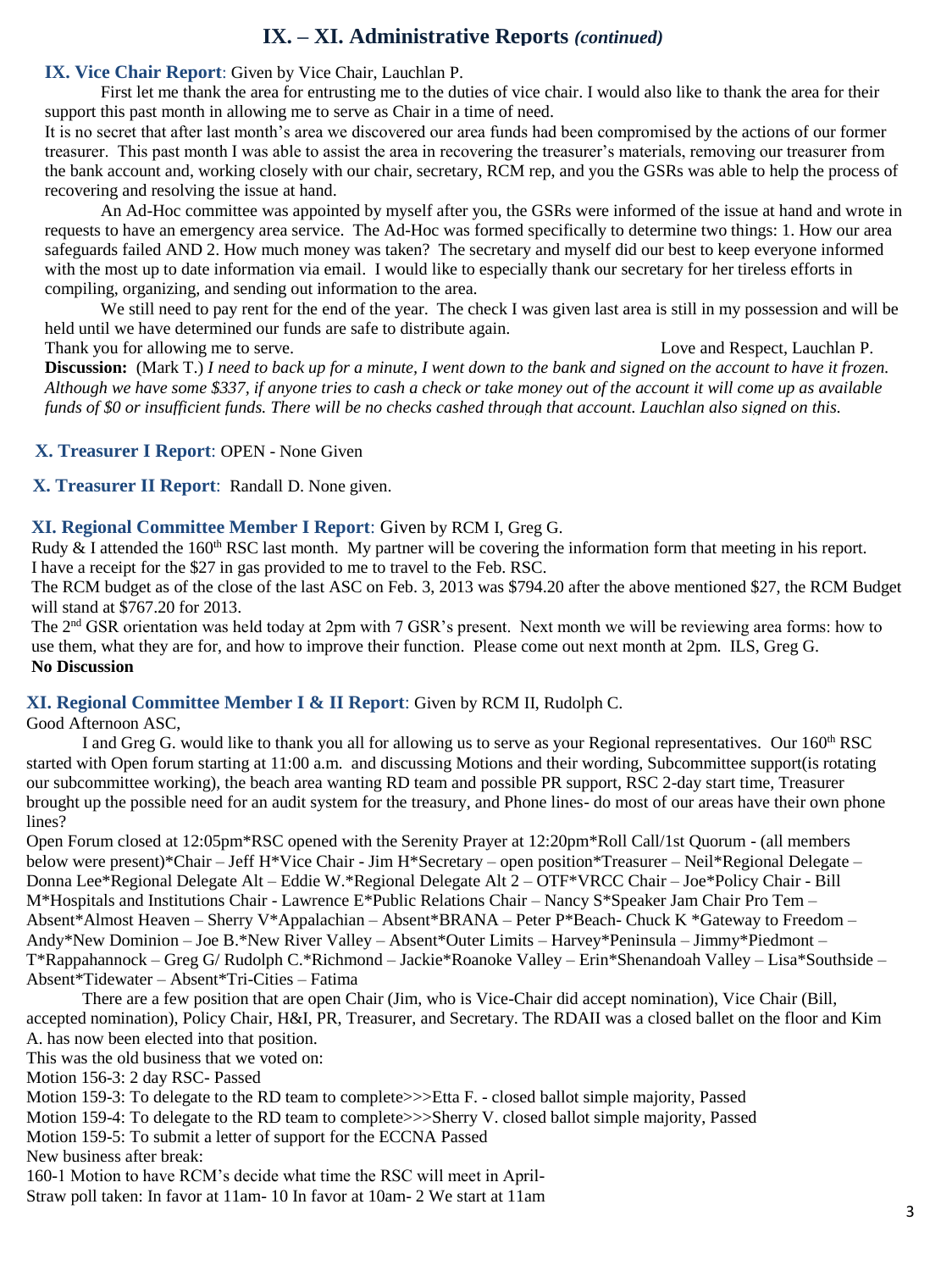# IX. – XI. Administrative Reports *(continued)*

**IX. Vice Chair Report**: Given by Vice Chair, Lauchlan P.

First let me thank the area for entrusting me to the duties of vice chair. I would also like to thank the area for their support this past month in allowing me to serve as Chair in a time of need.

It is no secret that after last month's area we discovered our area funds had been compromised by the actions of our former treasurer. This past month I was able to assist the area in recovering the treasurer's materials, removing our treasurer from the bank account and, working closely with our chair, secretary, RCM rep, and you the GSRs was able to help the process of recovering and resolving the issue at hand.

An Ad-Hoc committee was appointed by myself after you, the GSRs were informed of the issue at hand and wrote in requests to have an emergency area service. The Ad-Hoc was formed specifically to determine two things: 1. How our area safeguards failed AND 2. How much money was taken? The secretary and myself did our best to keep everyone informed with the most up to date information via email. I would like to especially thank our secretary for her tireless efforts in compiling, organizing, and sending out information to the area.

We still need to pay rent for the end of the year. The check I was given last area is still in my possession and will be held until we have determined our funds are safe to distribute again.

Thank you for allowing me to serve. Love and Respect, Lauchlan P.

**Discussion:** (Mark T.) *I need to back up for a minute, I went down to the bank and signed on the account to have it frozen. Although we have some $337, if anyone tries to cash a check or take money out of the account it will come up as available funds of $0 or insufficient funds. There will be no checks cashed through that account. Lauchlan also signed on this.*

**X. Treasurer I Report**: OPEN - None Given

**X. Treasurer II Report**: Randall D. None given.

**XI. Regional Committee Member I Report**: Given by RCM I, Greg G.

Rudy & I attended the 160th RSC last month. My partner will be covering the information form that meeting in his report.

I have a receipt for the $27 in gas provided to me to travel to the Feb. RSC.

The RCM budget as of the close of the last ASC on Feb. 3, 2013 was $794.20 after the above mentioned $27, the RCM Budget will stand at $767.20 for 2013.

The 2nd GSR orientation was held today at 2pm with 7 GSR's present. Next month we will be reviewing area forms: how to use them, what they are for, and how to improve their function. Please come out next month at 2pm. ILS, Greg G.

**No Discussion**

**XI. Regional Committee Member I & II Report**: Given by RCM II, Rudolph C.

Good Afternoon ASC,

I and Greg G. would like to thank you all for allowing us to serve as your Regional representatives. Our 160th RSC started with Open forum starting at 11:00 a.m. and discussing Motions and their wording, Subcommittee support(is rotating our subcommittee working), the beach area wanting RD team and possible PR support, RSC 2-day start time, Treasurer brought up the possible need for an audit system for the treasury, and Phone lines- do most of our areas have their own phone lines?

Open Forum closed at 12:05pm*RSC opened with the Serenity Prayer at 12:20pm*Roll Call/1st Quorum - (all members below were present)*Chair – Jeff H*Vice Chair - Jim H*Secretary – open position*Treasurer – Neil*Regional Delegate – Donna Lee*Regional Delegate Alt – Eddie W.*Regional Delegate Alt 2 – OTF*VRCC Chair – Joe*Policy Chair - Bill M*Hospitals and Institutions Chair - Lawrence E*Public Relations Chair – Nancy S*Speaker Jam Chair Pro Tem – Absent*Almost Heaven – Sherry V*Appalachian – Absent*BRANA – Peter P*Beach- Chuck K *Gateway to Freedom – Andy*New Dominion – Joe B.*New River Valley – Absent*Outer Limits – Harvey*Peninsula – Jimmy*Piedmont – T*Rappahannock – Greg G/ Rudolph C.*Richmond – Jackie*Roanoke Valley – Erin*Shenandoah Valley – Lisa*Southside – Absent*Tidewater – Absent*Tri-Cities – Fatima

There are a few position that are open Chair (Jim, who is Vice-Chair did accept nomination), Vice Chair (Bill, accepted nomination), Policy Chair, H&I, PR, Treasurer, and Secretary. The RDAII was a closed ballet on the floor and Kim A. has now been elected into that position.

This was the old business that we voted on:

Motion 156-3: 2 day RSC- Passed

Motion 159-3: To delegate to the RD team to complete>>>Etta F. - closed ballot simple majority, Passed

Motion 159-4: To delegate to the RD team to complete>>>Sherry V. closed ballot simple majority, Passed

Motion 159-5: To submit a letter of support for the ECCNA Passed

New business after break:

160-1 Motion to have RCM's decide what time the RSC will meet in April-

Straw poll taken: In favor at 11am- 10 In favor at 10am- 2 We start at 11am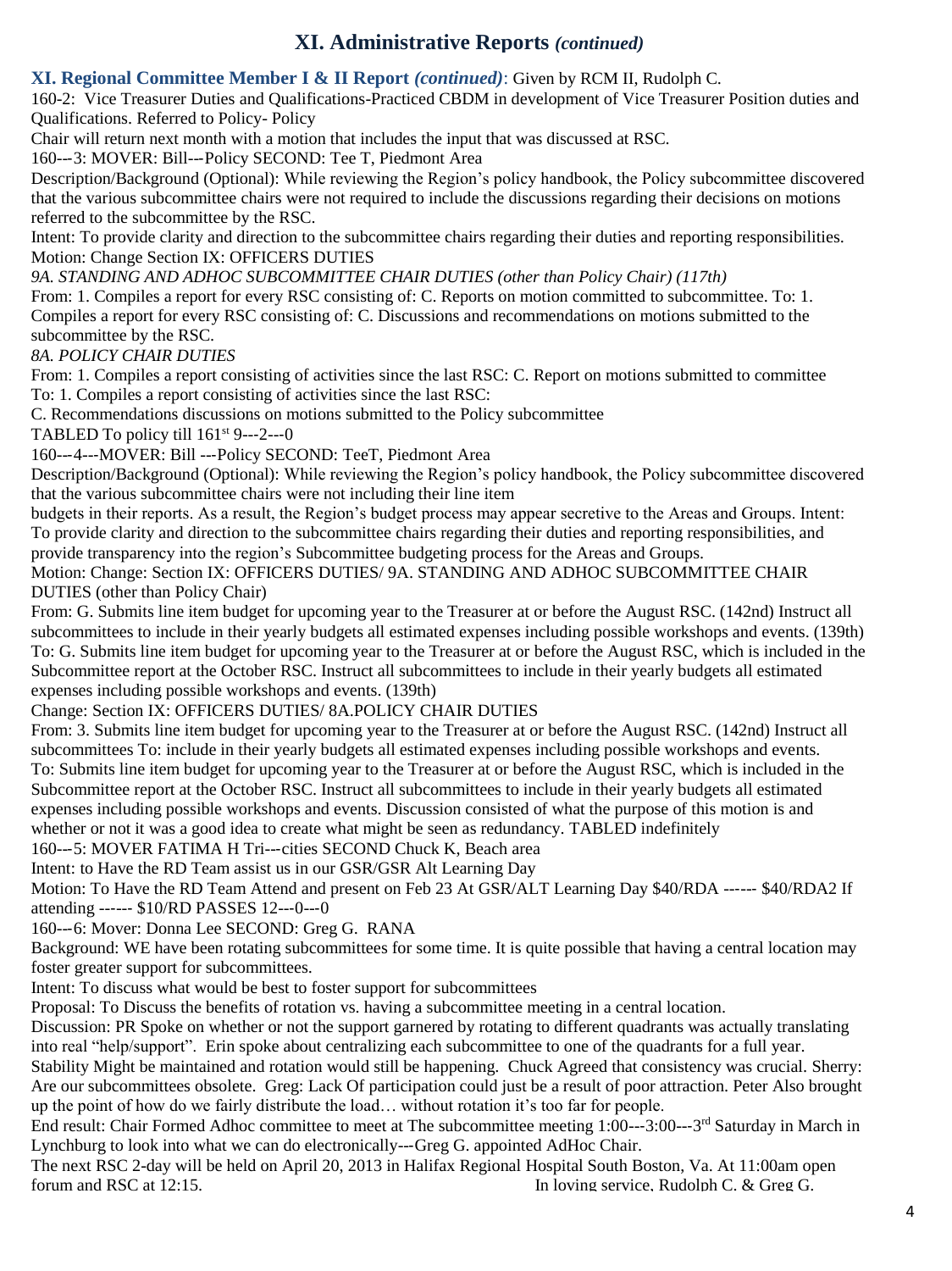# XI. Administrative Reports *(continued)*

**XI. Regional Committee Member I & II Report *(continued)***: Given by RCM II, Rudolph C.

160-2: Vice Treasurer Duties and Qualifications-Practiced CBDM in development of Vice Treasurer Position duties and Qualifications. Referred to Policy- Policy

Chair will return next month with a motion that includes the input that was discussed at RSC.

160---3: MOVER: Bill---Policy SECOND: Tee T, Piedmont Area

Description/Background (Optional): While reviewing the Region's policy handbook, the Policy subcommittee discovered that the various subcommittee chairs were not required to include the discussions regarding their decisions on motions referred to the subcommittee by the RSC.

Intent: To provide clarity and direction to the subcommittee chairs regarding their duties and reporting responsibilities.

Motion: Change Section IX: OFFICERS DUTIES

*9A. STANDING AND ADHOC SUBCOMMITTEE CHAIR DUTIES (other than Policy Chair) (117th)*

From: 1. Compiles a report for every RSC consisting of: C. Reports on motion committed to subcommittee. To: 1. Compiles a report for every RSC consisting of: C. Discussions and recommendations on motions submitted to the subcommittee by the RSC.

*8A. POLICY CHAIR DUTIES*

From: 1. Compiles a report consisting of activities since the last RSC: C. Report on motions submitted to committee
To: 1. Compiles a report consisting of activities since the last RSC:
C. Recommendations discussions on motions submitted to the Policy subcommittee

TABLED To policy till 161st 9---2---0

160---4---MOVER: Bill ---Policy SECOND: TeeT, Piedmont Area

Description/Background (Optional): While reviewing the Region's policy handbook, the Policy subcommittee discovered that the various subcommittee chairs were not including their line item budgets in their reports. As a result, the Region's budget process may appear secretive to the Areas and Groups. Intent: To provide clarity and direction to the subcommittee chairs regarding their duties and reporting responsibilities, and provide transparency into the region's Subcommittee budgeting process for the Areas and Groups.

Motion: Change: Section IX: OFFICERS DUTIES/ 9A. STANDING AND ADHOC SUBCOMMITTEE CHAIR DUTIES (other than Policy Chair)

From: G. Submits line item budget for upcoming year to the Treasurer at or before the August RSC. (142nd) Instruct all subcommittees to include in their yearly budgets all estimated expenses including possible workshops and events. (139th)
To: G. Submits line item budget for upcoming year to the Treasurer at or before the August RSC, which is included in the Subcommittee report at the October RSC. Instruct all subcommittees to include in their yearly budgets all estimated expenses including possible workshops and events. (139th)

Change: Section IX: OFFICERS DUTIES/ 8A.POLICY CHAIR DUTIES

From: 3. Submits line item budget for upcoming year to the Treasurer at or before the August RSC. (142nd) Instruct all subcommittees To: include in their yearly budgets all estimated expenses including possible workshops and events.
To: Submits line item budget for upcoming year to the Treasurer at or before the August RSC, which is included in the Subcommittee report at the October RSC. Instruct all subcommittees to include in their yearly budgets all estimated expenses including possible workshops and events. Discussion consisted of what the purpose of this motion is and whether or not it was a good idea to create what might be seen as redundancy. TABLED indefinitely

160---5: MOVER FATIMA H Tri---cities SECOND Chuck K, Beach area

Intent: to Have the RD Team assist us in our GSR/GSR Alt Learning Day

Motion: To Have the RD Team Attend and present on Feb 23 At GSR/ALT Learning Day $40/RDA ------ $40/RDA2 If attending ------ $10/RD PASSES 12---0---0

160---6: Mover: Donna Lee SECOND: Greg G. RANA

Background: WE have been rotating subcommittees for some time. It is quite possible that having a central location may foster greater support for subcommittees.

Intent: To discuss what would be best to foster support for subcommittees

Proposal: To Discuss the benefits of rotation vs. having a subcommittee meeting in a central location.

Discussion: PR Spoke on whether or not the support garnered by rotating to different quadrants was actually translating into real "help/support". Erin spoke about centralizing each subcommittee to one of the quadrants for a full year. Stability Might be maintained and rotation would still be happening. Chuck Agreed that consistency was crucial. Sherry: Are our subcommittees obsolete. Greg: Lack Of participation could just be a result of poor attraction. Peter Also brought up the point of how do we fairly distribute the load… without rotation it's too far for people.

End result: Chair Formed Adhoc committee to meet at The subcommittee meeting 1:00---3:00---3rd Saturday in March in Lynchburg to look into what we can do electronically---Greg G. appointed AdHoc Chair.

The next RSC 2-day will be held on April 20, 2013 in Halifax Regional Hospital South Boston, Va. At 11:00am open forum and RSC at 12:15.

In loving service, Rudolph C. & Greg G.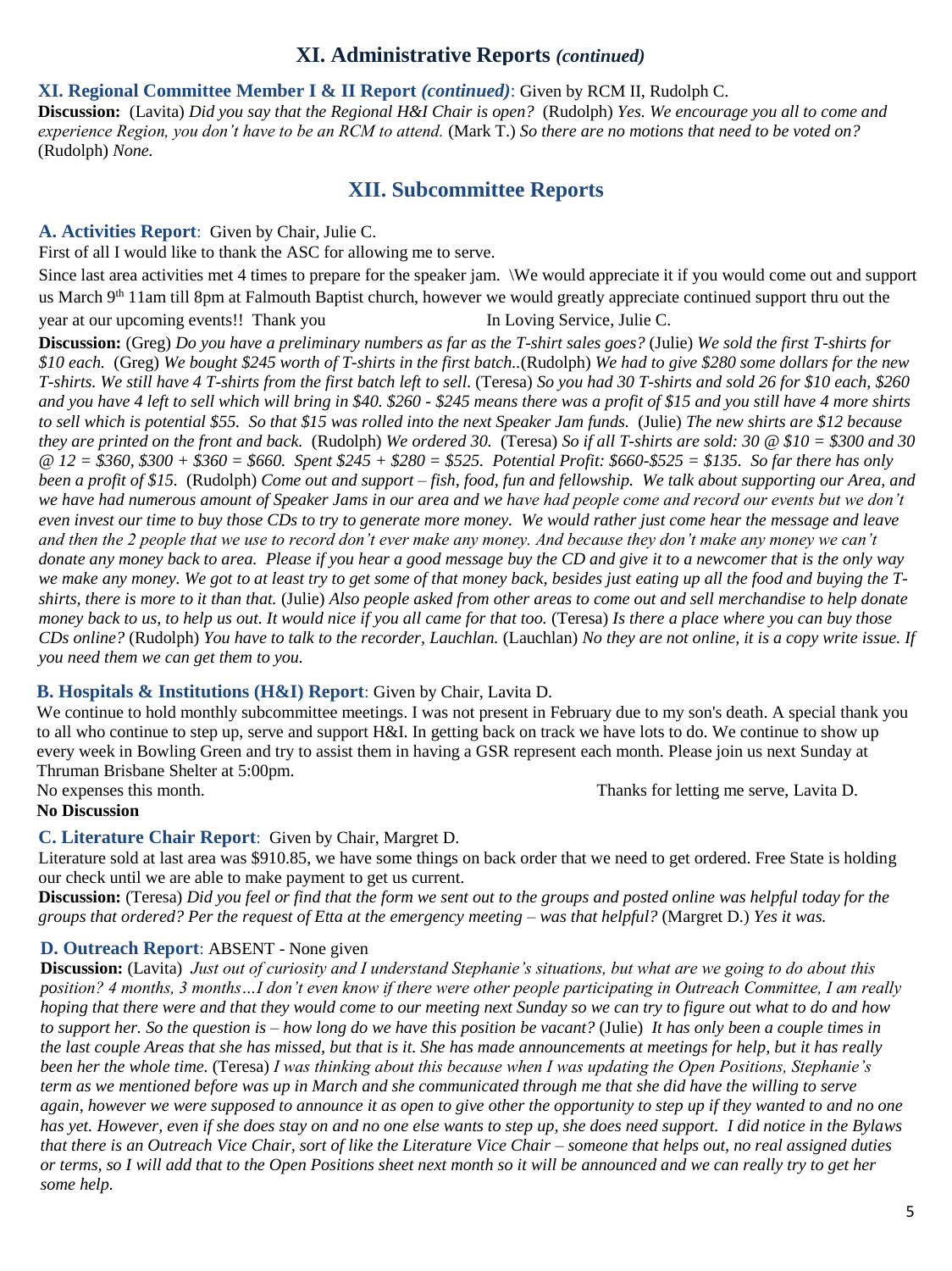# XI. Administrative Reports *(continued)*

### XI. Regional Committee Member I & II Report *(continued)*: Given by RCM II, Rudolph C.

**Discussion:** (Lavita) *Did you say that the Regional H&I Chair is open?* (Rudolph) *Yes. We encourage you all to come and experience Region, you don't have to be an RCM to attend.* (Mark T.) *So there are no motions that need to be voted on?* (Rudolph) *None.*

# XII. Subcommittee Reports

### A. Activities Report: Given by Chair, Julie C.

First of all I would like to thank the ASC for allowing me to serve.

Since last area activities met 4 times to prepare for the speaker jam. \We would appreciate it if you would come out and support us March 9th 11am till 8pm at Falmouth Baptist church, however we would greatly appreciate continued support thru out the year at our upcoming events!! Thank you In Loving Service, Julie C.

**Discussion:** (Greg) *Do you have a preliminary numbers as far as the T-shirt sales goes?* (Julie) *We sold the first T-shirts for $10 each.* (Greg) *We bought $245 worth of T-shirts in the first batch..*(Rudolph) *We had to give $280 some dollars for the new T-shirts. We still have 4 T-shirts from the first batch left to sell.* (Teresa) *So you had 30 T-shirts and sold 26 for $10 each, $260 and you have 4 left to sell which will bring in $40. $260 - $245 means there was a profit of $15 and you still have 4 more shirts to sell which is potential $55. So that $15 was rolled into the next Speaker Jam funds.* (Julie) *The new shirts are $12 because they are printed on the front and back.* (Rudolph) *We ordered 30.* (Teresa) *So if all T-shirts are sold: 30 @ $10 = $300 and 30 @ 12 = $360, $300 + $360 = $660. Spent $245 + $280 = $525. Potential Profit: $660-$525 = $135. So far there has only been a profit of $15.* (Rudolph) *Come out and support – fish, food, fun and fellowship. We talk about supporting our Area, and we have had numerous amount of Speaker Jams in our area and we have had people come and record our events but we don't even invest our time to buy those CDs to try to generate more money. We would rather just come hear the message and leave and then the 2 people that we use to record don't ever make any money. And because they don't make any money we can't donate any money back to area. Please if you hear a good message buy the CD and give it to a newcomer that is the only way we make any money. We got to at least try to get some of that money back, besides just eating up all the food and buying the T-shirts, there is more to it than that.* (Julie) *Also people asked from other areas to come out and sell merchandise to help donate money back to us, to help us out. It would nice if you all came for that too.* (Teresa) *Is there a place where you can buy those CDs online?* (Rudolph) *You have to talk to the recorder, Lauchlan.* (Lauchlan) *No they are not online, it is a copy write issue. If you need them we can get them to you.*

### B. Hospitals & Institutions (H&I) Report: Given by Chair, Lavita D.

We continue to hold monthly subcommittee meetings. I was not present in February due to my son's death. A special thank you to all who continue to step up, serve and support H&I. In getting back on track we have lots to do. We continue to show up every week in Bowling Green and try to assist them in having a GSR represent each month. Please join us next Sunday at Thruman Brisbane Shelter at 5:00pm.

No expenses this month. Thanks for letting me serve, Lavita D.

**No Discussion**

### C. Literature Chair Report: Given by Chair, Margret D.

Literature sold at last area was $910.85, we have some things on back order that we need to get ordered. Free State is holding our check until we are able to make payment to get us current.

**Discussion:** (Teresa) *Did you feel or find that the form we sent out to the groups and posted online was helpful today for the groups that ordered? Per the request of Etta at the emergency meeting – was that helpful?* (Margret D.) *Yes it was.*

### D. Outreach Report: ABSENT - None given

**Discussion:** (Lavita) *Just out of curiosity and I understand Stephanie's situations, but what are we going to do about this position? 4 months, 3 months…I don't even know if there were other people participating in Outreach Committee, I am really hoping that there were and that they would come to our meeting next Sunday so we can try to figure out what to do and how to support her. So the question is – how long do we have this position be vacant?* (Julie) *It has only been a couple times in the last couple Areas that she has missed, but that is it. She has made announcements at meetings for help, but it has really been her the whole time.* (Teresa) *I was thinking about this because when I was updating the Open Positions, Stephanie's term as we mentioned before was up in March and she communicated through me that she did have the willing to serve again, however we were supposed to announce it as open to give other the opportunity to step up if they wanted to and no one has yet. However, even if she does stay on and no one else wants to step up, she does need support. I did notice in the Bylaws that there is an Outreach Vice Chair, sort of like the Literature Vice Chair – someone that helps out, no real assigned duties or terms, so I will add that to the Open Positions sheet next month so it will be announced and we can really try to get her some help.*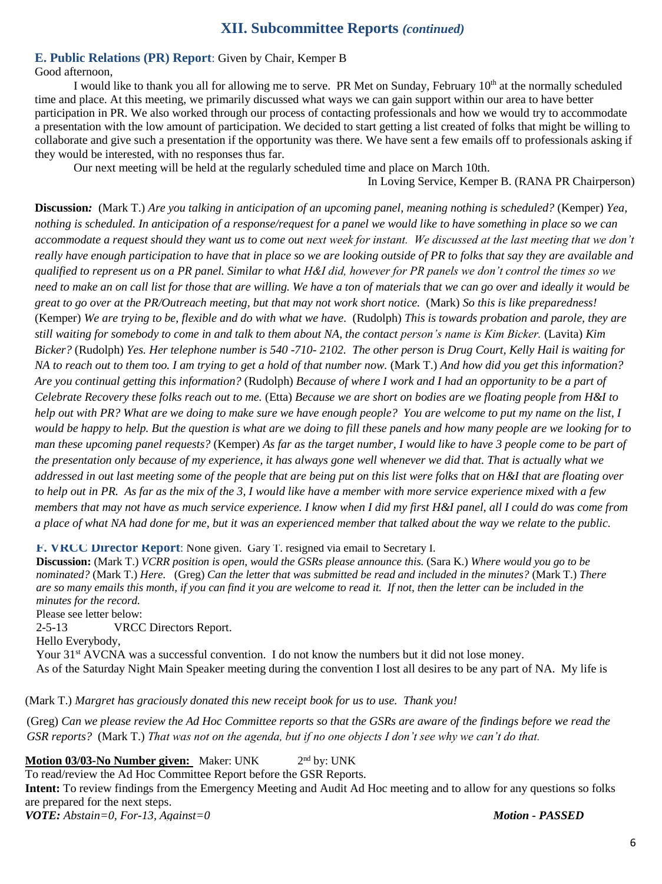## XII. Subcommittee Reports *(continued)*

**E. Public Relations (PR) Report**: Given by Chair, Kemper B

Good afternoon,

I would like to thank you all for allowing me to serve. PR Met on Sunday, February 10th at the normally scheduled time and place. At this meeting, we primarily discussed what ways we can gain support within our area to have better participation in PR. We also worked through our process of contacting professionals and how we would try to accommodate a presentation with the low amount of participation. We decided to start getting a list created of folks that might be willing to collaborate and give such a presentation if the opportunity was there. We have sent a few emails off to professionals asking if they would be interested, with no responses thus far.

Our next meeting will be held at the regularly scheduled time and place on March 10th.

In Loving Service, Kemper B. (RANA PR Chairperson)

**Discussion***:* (Mark T.) *Are you talking in anticipation of an upcoming panel, meaning nothing is scheduled?* (Kemper) *Yea, nothing is scheduled. In anticipation of a response/request for a panel we would like to have something in place so we can accommodate a request should they want us to come out next week for instant. We discussed at the last meeting that we don't really have enough participation to have that in place so we are looking outside of PR to folks that say they are available and qualified to represent us on a PR panel. Similar to what H&I did, however for PR panels we don't control the times so we need to make an on call list for those that are willing. We have a ton of materials that we can go over and ideally it would be great to go over at the PR/Outreach meeting, but that may not work short notice.* (Mark) *So this is like preparedness!* (Kemper) *We are trying to be, flexible and do with what we have.* (Rudolph) *This is towards probation and parole, they are still waiting for somebody to come in and talk to them about NA, the contact person's name is Kim Bicker.* (Lavita) *Kim Bicker?* (Rudolph) *Yes. Her telephone number is 540 -710- 2102. The other person is Drug Court, Kelly Hail is waiting for NA to reach out to them too. I am trying to get a hold of that number now.* (Mark T.) *And how did you get this information? Are you continual getting this information?* (Rudolph) *Because of where I work and I had an opportunity to be a part of Celebrate Recovery these folks reach out to me.* (Etta) *Because we are short on bodies are we floating people from H&I to help out with PR? What are we doing to make sure we have enough people? You are welcome to put my name on the list, I would be happy to help. But the question is what are we doing to fill these panels and how many people are we looking for to man these upcoming panel requests?* (Kemper) *As far as the target number, I would like to have 3 people come to be part of the presentation only because of my experience, it has always gone well whenever we did that. That is actually what we addressed in out last meeting some of the people that are being put on this list were folks that on H&I that are floating over to help out in PR. As far as the mix of the 3, I would like have a member with more service experience mixed with a few members that may not have as much service experience. I know when I did my first H&I panel, all I could do was come from a place of what NA had done for me, but it was an experienced member that talked about the way we relate to the public.*

**F. VRCC Director Report**: None given. Gary T. resigned via email to Secretary I.

**Discussion:** (Mark T.) *VCRR position is open, would the GSRs please announce this.* (Sara K.) *Where would you go to be nominated?* (Mark T.) *Here.* (Greg) *Can the letter that was submitted be read and included in the minutes?* (Mark T.) *There are so many emails this month, if you can find it you are welcome to read it. If not, then the letter can be included in the minutes for the record.*

Please see letter below:

2-5-13 VRCC Directors Report.

Hello Everybody,

Your 31st AVCNA was a successful convention. I do not know the numbers but it did not lose money.

As of the Saturday Night Main Speaker meeting during the convention I lost all desires to be any part of NA. My life is

(Mark T.) *Margret has graciously donated this new receipt book for us to use. Thank you!*

(Greg) *Can we please review the Ad Hoc Committee reports so that the GSRs are aware of the findings before we read the GSR reports?* (Mark T.) *That was not on the agenda, but if no one objects I don't see why we can't do that.*

**Motion 03/03-No Number given:** Maker: UNK 2nd by: UNK

To read/review the Ad Hoc Committee Report before the GSR Reports.

**Intent:** To review findings from the Emergency Meeting and Audit Ad Hoc meeting and to allow for any questions so folks are prepared for the next steps.

***VOTE:*** *Abstain=0, For-13, Against=0* ***Motion - PASSED***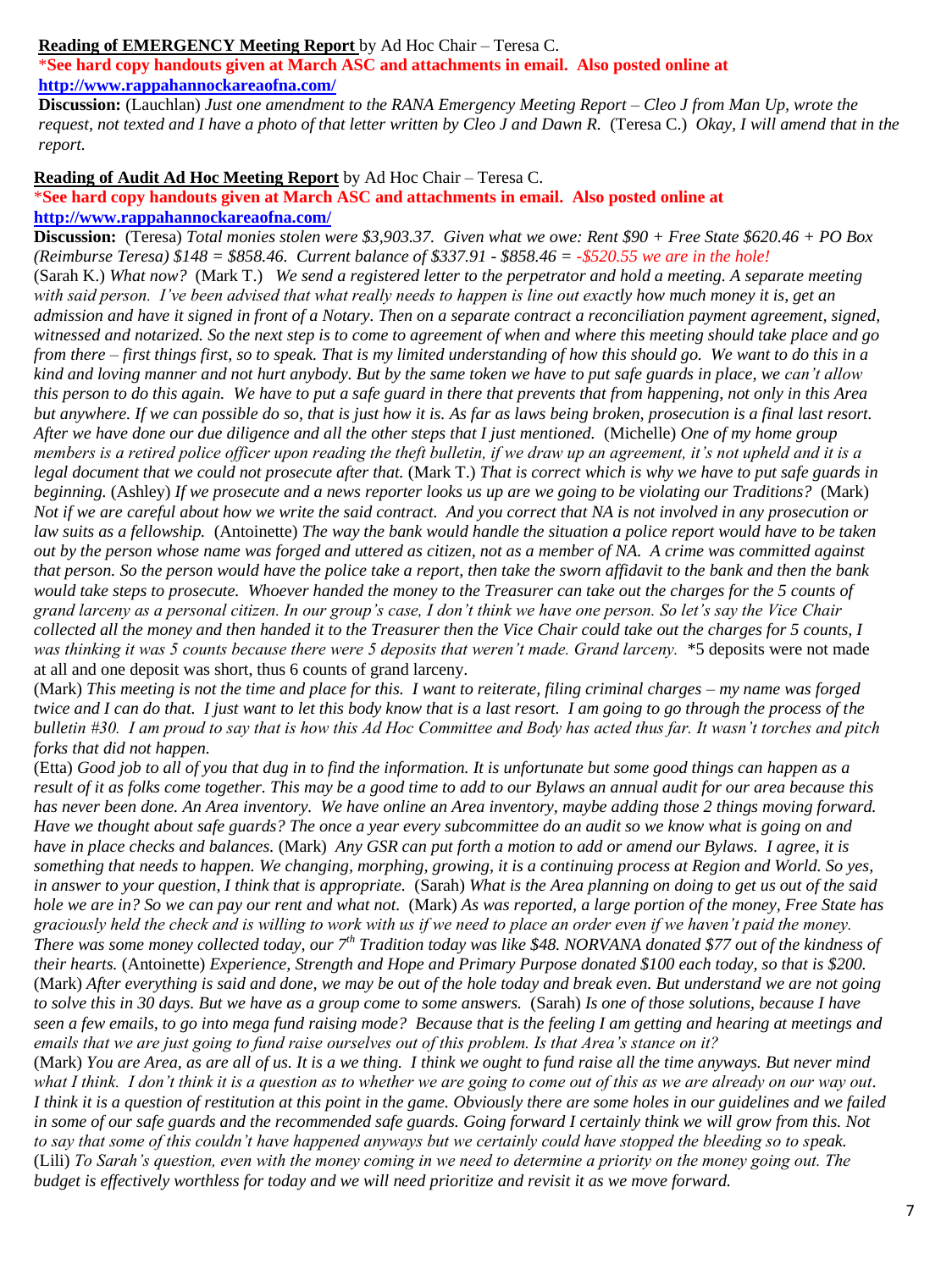**<u>Reading of EMERGENCY Meeting Report</u>** by Ad Hoc Chair – Teresa C.

***See hard copy handouts given at March ASC and attachments in email. Also posted online at http://www.rappahannockareaofna.com/**

**Discussion:** (Lauchlan) *Just one amendment to the RANA Emergency Meeting Report – Cleo J from Man Up, wrote the request, not texted and I have a photo of that letter written by Cleo J and Dawn R.* (Teresa C.) *Okay, I will amend that in the report.*

**<u>Reading of Audit Ad Hoc Meeting Report</u>** by Ad Hoc Chair – Teresa C.

***See hard copy handouts given at March ASC and attachments in email. Also posted online at http://www.rappahannockareaofna.com/**

**Discussion:** (Teresa) *Total monies stolen were $3,903.37. Given what we owe: Rent $90 + Free State $620.46 + PO Box (Reimburse Teresa) $148 = $858.46. Current balance of $337.91 - $858.46 = -$520.55 we are in the hole!*

(Sarah K.) *What now?* (Mark T.) *We send a registered letter to the perpetrator and hold a meeting. A separate meeting with said person. I've been advised that what really needs to happen is line out exactly how much money it is, get an admission and have it signed in front of a Notary. Then on a separate contract a reconciliation payment agreement, signed, witnessed and notarized. So the next step is to come to agreement of when and where this meeting should take place and go from there – first things first, so to speak. That is my limited understanding of how this should go. We want to do this in a kind and loving manner and not hurt anybody. But by the same token we have to put safe guards in place, we can't allow this person to do this again. We have to put a safe guard in there that prevents that from happening, not only in this Area but anywhere. If we can possible do so, that is just how it is. As far as laws being broken, prosecution is a final last resort. After we have done our due diligence and all the other steps that I just mentioned.* (Michelle) *One of my home group members is a retired police officer upon reading the theft bulletin, if we draw up an agreement, it's not upheld and it is a legal document that we could not prosecute after that.* (Mark T.) *That is correct which is why we have to put safe guards in beginning.* (Ashley) *If we prosecute and a news reporter looks us up are we going to be violating our Traditions?* (Mark) *Not if we are careful about how we write the said contract. And you correct that NA is not involved in any prosecution or law suits as a fellowship.* (Antoinette) *The way the bank would handle the situation a police report would have to be taken out by the person whose name was forged and uttered as citizen, not as a member of NA. A crime was committed against that person. So the person would have the police take a report, then take the sworn affidavit to the bank and then the bank would take steps to prosecute. Whoever handed the money to the Treasurer can take out the charges for the 5 counts of grand larceny as a personal citizen. In our group's case, I don't think we have one person. So let's say the Vice Chair collected all the money and then handed it to the Treasurer then the Vice Chair could take out the charges for 5 counts, I was thinking it was 5 counts because there were 5 deposits that weren't made. Grand larceny.* *5 deposits were not made at all and one deposit was short, thus 6 counts of grand larceny.

(Mark) *This meeting is not the time and place for this. I want to reiterate, filing criminal charges – my name was forged twice and I can do that. I just want to let this body know that is a last resort. I am going to go through the process of the bulletin #30. I am proud to say that is how this Ad Hoc Committee and Body has acted thus far. It wasn't torches and pitch forks that did not happen.*

(Etta) *Good job to all of you that dug in to find the information. It is unfortunate but some good things can happen as a result of it as folks come together. This may be a good time to add to our Bylaws an annual audit for our area because this has never been done. An Area inventory. We have online an Area inventory, maybe adding those 2 things moving forward. Have we thought about safe guards? The once a year every subcommittee do an audit so we know what is going on and have in place checks and balances.* (Mark) *Any GSR can put forth a motion to add or amend our Bylaws. I agree, it is something that needs to happen. We changing, morphing, growing, it is a continuing process at Region and World. So yes, in answer to your question, I think that is appropriate.* (Sarah) *What is the Area planning on doing to get us out of the said hole we are in? So we can pay our rent and what not.* (Mark) *As was reported, a large portion of the money, Free State has graciously held the check and is willing to work with us if we need to place an order even if we haven't paid the money. There was some money collected today, our 7th Tradition today was like $48. NORVANA donated $77 out of the kindness of their hearts.* (Antoinette) *Experience, Strength and Hope and Primary Purpose donated $100 each today, so that is $200.* (Mark) *After everything is said and done, we may be out of the hole today and break even. But understand we are not going to solve this in 30 days. But we have as a group come to some answers.* (Sarah) *Is one of those solutions, because I have seen a few emails, to go into mega fund raising mode? Because that is the feeling I am getting and hearing at meetings and emails that we are just going to fund raise ourselves out of this problem. Is that Area's stance on it?*

(Mark) *You are Area, as are all of us. It is a we thing. I think we ought to fund raise all the time anyways. But never mind what I think. I don't think it is a question as to whether we are going to come out of this as we are already on our way out. I think it is a question of restitution at this point in the game. Obviously there are some holes in our guidelines and we failed in some of our safe guards and the recommended safe guards. Going forward I certainly think we will grow from this. Not to say that some of this couldn't have happened anyways but we certainly could have stopped the bleeding so to speak.* (Lili) *To Sarah's question, even with the money coming in we need to determine a priority on the money going out. The budget is effectively worthless for today and we will need prioritize and revisit it as we move forward.*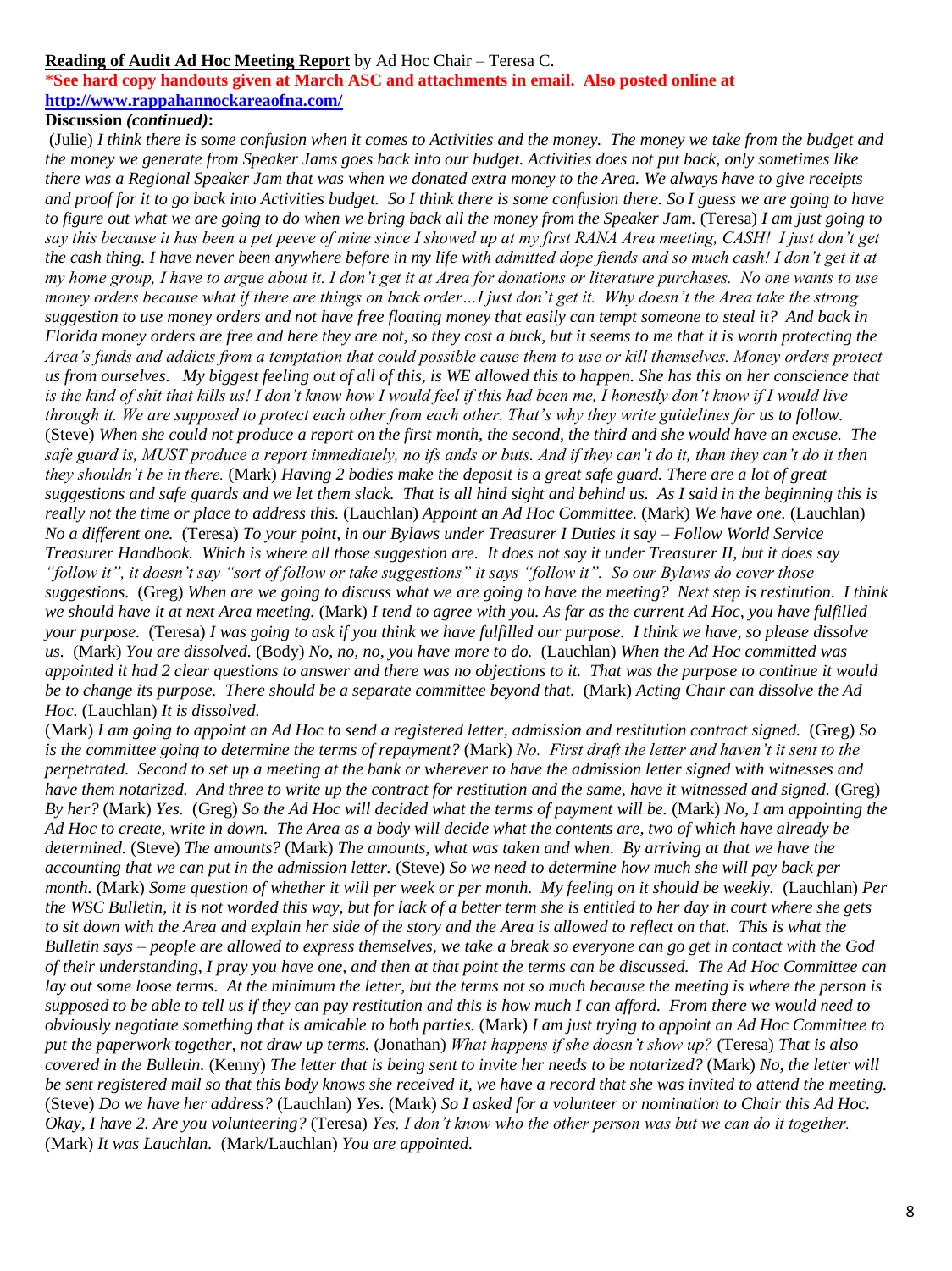**Reading of Audit Ad Hoc Meeting Report** by Ad Hoc Chair – Teresa C.

*See hard copy handouts given at March ASC and attachments in email. Also posted online at http://www.rappahannockareaofna.com/

**Discussion *(continued)*:**

(Julie) *I think there is some confusion when it comes to Activities and the money. The money we take from the budget and the money we generate from Speaker Jams goes back into our budget. Activities does not put back, only sometimes like there was a Regional Speaker Jam that was when we donated extra money to the Area. We always have to give receipts and proof for it to go back into Activities budget. So I think there is some confusion there. So I guess we are going to have to figure out what we are going to do when we bring back all the money from the Speaker Jam.* (Teresa) *I am just going to say this because it has been a pet peeve of mine since I showed up at my first RANA Area meeting, CASH! I just don't get the cash thing. I have never been anywhere before in my life with admitted dope fiends and so much cash! I don't get it at my home group, I have to argue about it. I don't get it at Area for donations or literature purchases. No one wants to use money orders because what if there are things on back order…I just don't get it. Why doesn't the Area take the strong suggestion to use money orders and not have free floating money that easily can tempt someone to steal it? And back in Florida money orders are free and here they are not, so they cost a buck, but it seems to me that it is worth protecting the Area's funds and addicts from a temptation that could possible cause them to use or kill themselves. Money orders protect us from ourselves. My biggest feeling out of all of this, is WE allowed this to happen. She has this on her conscience that is the kind of shit that kills us! I don't know how I would feel if this had been me, I honestly don't know if I would live through it. We are supposed to protect each other from each other. That's why they write guidelines for us to follow.* (Steve) *When she could not produce a report on the first month, the second, the third and she would have an excuse. The safe guard is, MUST produce a report immediately, no ifs ands or buts. And if they can't do it, than they can't do it then they shouldn't be in there.* (Mark) *Having 2 bodies make the deposit is a great safe guard. There are a lot of great suggestions and safe guards and we let them slack. That is all hind sight and behind us. As I said in the beginning this is really not the time or place to address this.* (Lauchlan) *Appoint an Ad Hoc Committee.* (Mark) *We have one.* (Lauchlan) *No a different one.* (Teresa) *To your point, in our Bylaws under Treasurer I Duties it say – Follow World Service Treasurer Handbook. Which is where all those suggestion are. It does not say it under Treasurer II, but it does say "follow it", it doesn't say "sort of follow or take suggestions" it says "follow it". So our Bylaws do cover those suggestions.* (Greg) *When are we going to discuss what we are going to have the meeting? Next step is restitution. I think we should have it at next Area meeting.* (Mark) *I tend to agree with you. As far as the current Ad Hoc, you have fulfilled your purpose.* (Teresa) *I was going to ask if you think we have fulfilled our purpose. I think we have, so please dissolve us.* (Mark) *You are dissolved.* (Body) *No, no, no, you have more to do.* (Lauchlan) *When the Ad Hoc committed was appointed it had 2 clear questions to answer and there was no objections to it. That was the purpose to continue it would be to change its purpose. There should be a separate committee beyond that.* (Mark) *Acting Chair can dissolve the Ad Hoc.* (Lauchlan) *It is dissolved.*

(Mark) *I am going to appoint an Ad Hoc to send a registered letter, admission and restitution contract signed.* (Greg) *So is the committee going to determine the terms of repayment?* (Mark) *No. First draft the letter and haven't it sent to the perpetrated. Second to set up a meeting at the bank or wherever to have the admission letter signed with witnesses and have them notarized. And three to write up the contract for restitution and the same, have it witnessed and signed.* (Greg) *By her?* (Mark) *Yes.* (Greg) *So the Ad Hoc will decided what the terms of payment will be.* (Mark) *No, I am appointing the Ad Hoc to create, write in down. The Area as a body will decide what the contents are, two of which have already be determined.* (Steve) *The amounts?* (Mark) *The amounts, what was taken and when. By arriving at that we have the accounting that we can put in the admission letter.* (Steve) *So we need to determine how much she will pay back per month.* (Mark) *Some question of whether it will per week or per month. My feeling on it should be weekly.* (Lauchlan) *Per the WSC Bulletin, it is not worded this way, but for lack of a better term she is entitled to her day in court where she gets to sit down with the Area and explain her side of the story and the Area is allowed to reflect on that. This is what the Bulletin says – people are allowed to express themselves, we take a break so everyone can go get in contact with the God of their understanding, I pray you have one, and then at that point the terms can be discussed. The Ad Hoc Committee can lay out some loose terms. At the minimum the letter, but the terms not so much because the meeting is where the person is supposed to be able to tell us if they can pay restitution and this is how much I can afford. From there we would need to obviously negotiate something that is amicable to both parties.* (Mark) *I am just trying to appoint an Ad Hoc Committee to put the paperwork together, not draw up terms.* (Jonathan) *What happens if she doesn't show up?* (Teresa) *That is also covered in the Bulletin.* (Kenny) *The letter that is being sent to invite her needs to be notarized?* (Mark) *No, the letter will be sent registered mail so that this body knows she received it, we have a record that she was invited to attend the meeting.* (Steve) *Do we have her address?* (Lauchlan) *Yes.* (Mark) *So I asked for a volunteer or nomination to Chair this Ad Hoc. Okay, I have 2. Are you volunteering?* (Teresa) *Yes, I don't know who the other person was but we can do it together.* (Mark) *It was Lauchlan.* (Mark/Lauchlan) *You are appointed.*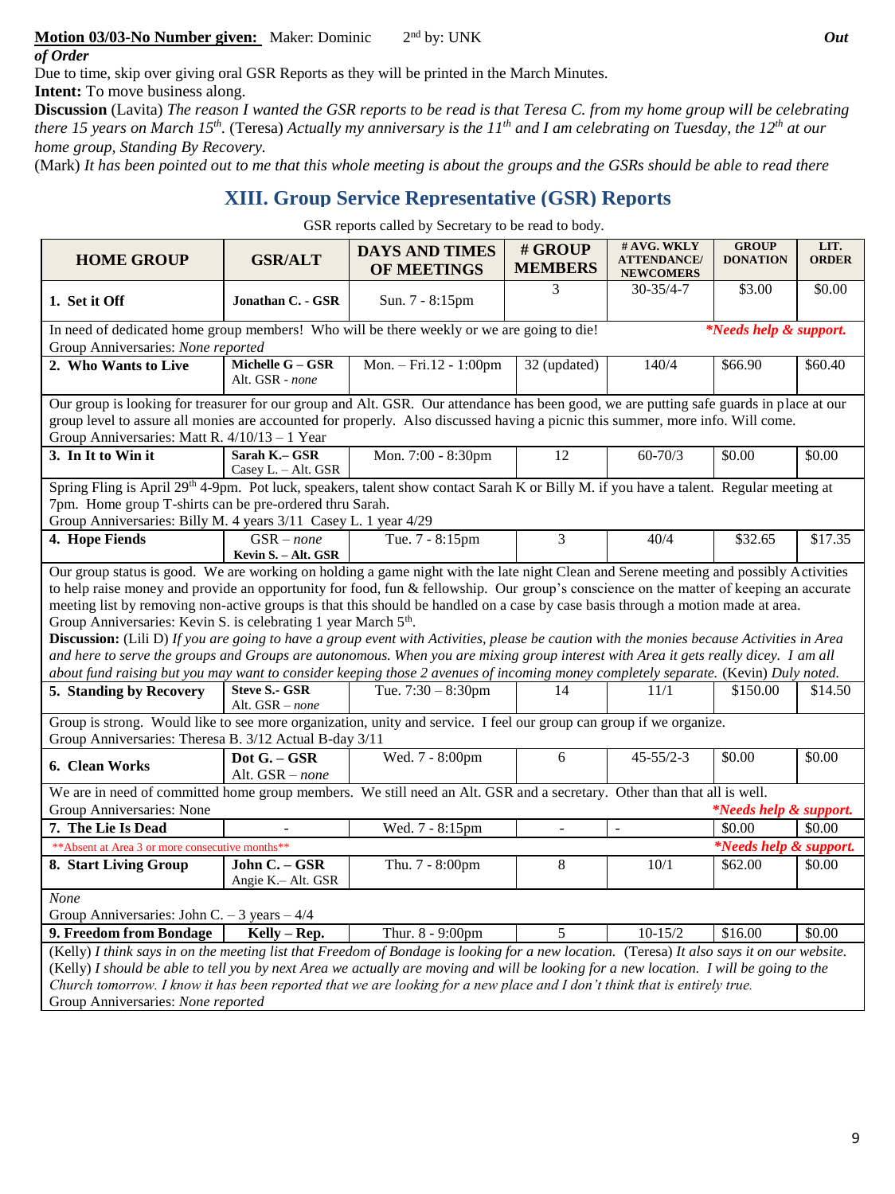**Motion 03/03-No Number given:** Maker: Dominic 2nd by: UNK ***Out of Order***

Due to time, skip over giving oral GSR Reports as they will be printed in the March Minutes.

**Intent:** To move business along.

**Discussion** (Lavita) *The reason I wanted the GSR reports to be read is that Teresa C. from my home group will be celebrating there 15 years on March 15th.* (Teresa) *Actually my anniversary is the 11th and I am celebrating on Tuesday, the 12th at our home group, Standing By Recovery.*

(Mark) *It has been pointed out to me that this whole meeting is about the groups and the GSRs should be able to read there*

## XIII. Group Service Representative (GSR) Reports

GSR reports called by Secretary to be read to body.

| HOME GROUP | GSR/ALT | DAYS AND TIMES OF MEETINGS | # GROUP MEMBERS | # AVG. WKLY ATTENDANCE/ NEWCOMERS | GROUP DONATION | LIT. ORDER |
|---|---|---|---|---|---|---|
| **1. Set it Off** | **Jonathan C. - GSR** | Sun. 7 - 8:15pm | 3 | 30-35/4-7 | $3.00 | $0.00 |
| In need of dedicated home group members! Who will be there weekly or we are going to die! ***Needs help & support.*** Group Anniversaries: *None reported* | | | | | | |
| **2. Who Wants to Live** | **Michelle G – GSR** Alt. GSR - *none* | Mon. – Fri.12 - 1:00pm | 32 (updated) | 140/4 | $66.90 | $60.40 |
| Our group is looking for treasurer for our group and Alt. GSR. Our attendance has been good, we are putting safe guards in place at our group level to assure all monies are accounted for properly. Also discussed having a picnic this summer, more info. Will come. Group Anniversaries: Matt R. 4/10/13 – 1 Year | | | | | | |
| **3. In It to Win it** | **Sarah K.– GSR** Casey L. – Alt. GSR | Mon. 7:00 - 8:30pm | 12 | 60-70/3 | $0.00 | $0.00 |
| Spring Fling is April 29th 4-9pm. Pot luck, speakers, talent show contact Sarah K or Billy M. if you have a talent. Regular meeting at 7pm. Home group T-shirts can be pre-ordered thru Sarah. Group Anniversaries: Billy M. 4 years 3/11 Casey L. 1 year 4/29 | | | | | | |
| **4. Hope Fiends** | GSR – *none* **Kevin S. – Alt. GSR** | Tue. 7 - 8:15pm | 3 | 40/4 | $32.65 | $17.35 |
| Our group status is good. We are working on holding a game night with the late night Clean and Serene meeting and possibly Activities to help raise money and provide an opportunity for food, fun & fellowship. Our group's conscience on the matter of keeping an accurate meeting list by removing non-active groups is that this should be handled on a case by case basis through a motion made at area. Group Anniversaries: Kevin S. is celebrating 1 year March 5th. **Discussion:** (Lili D) *If you are going to have a group event with Activities, please be caution with the monies because Activities in Area and here to serve the groups and Groups are autonomous. When you are mixing group interest with Area it gets really dicey. I am all about fund raising but you may want to consider keeping those 2 avenues of incoming money completely separate.* (Kevin) *Duly noted.* | | | | | | |
| **5. Standing by Recovery** | **Steve S.- GSR** Alt. GSR – *none* | Tue. 7:30 – 8:30pm | 14 | 11/1 | $150.00 | $14.50 |
| Group is strong. Would like to see more organization, unity and service. I feel our group can group if we organize. Group Anniversaries: Theresa B. 3/12 Actual B-day 3/11 | | | | | | |
| **6. Clean Works** | **Dot G. – GSR** Alt. GSR – *none* | Wed. 7 - 8:00pm | 6 | 45-55/2-3 | $0.00 | $0.00 |
| We are in need of committed home group members. We still need an Alt. GSR and a secretary. Other than that all is well. Group Anniversaries: None ***Needs help & support.*** | | | | | | |
| **7. The Lie Is Dead** | - | Wed. 7 - 8:15pm | - | - | $0.00 | $0.00 |
| **Absent at Area 3 or more consecutive months** ***Needs help & support.*** | | | | | | |
| **8. Start Living Group** | **John C. – GSR** Angie K.– Alt. GSR | Thu. 7 - 8:00pm | 8 | 10/1 | $62.00 | $0.00 |
| *None* Group Anniversaries: John C. – 3 years – 4/4 | | | | | | |
| **9. Freedom from Bondage** | **Kelly – Rep.** | Thur. 8 - 9:00pm | 5 | 10-15/2 | $16.00 | $0.00 |
| (Kelly) *I think says in on the meeting list that Freedom of Bondage is looking for a new location.* (Teresa) *It also says it on our website.* (Kelly) *I should be able to tell you by next Area we actually are moving and will be looking for a new location. I will be going to the Church tomorrow. I know it has been reported that we are looking for a new place and I don't think that is entirely true.* Group Anniversaries: *None reported* | | | | | | |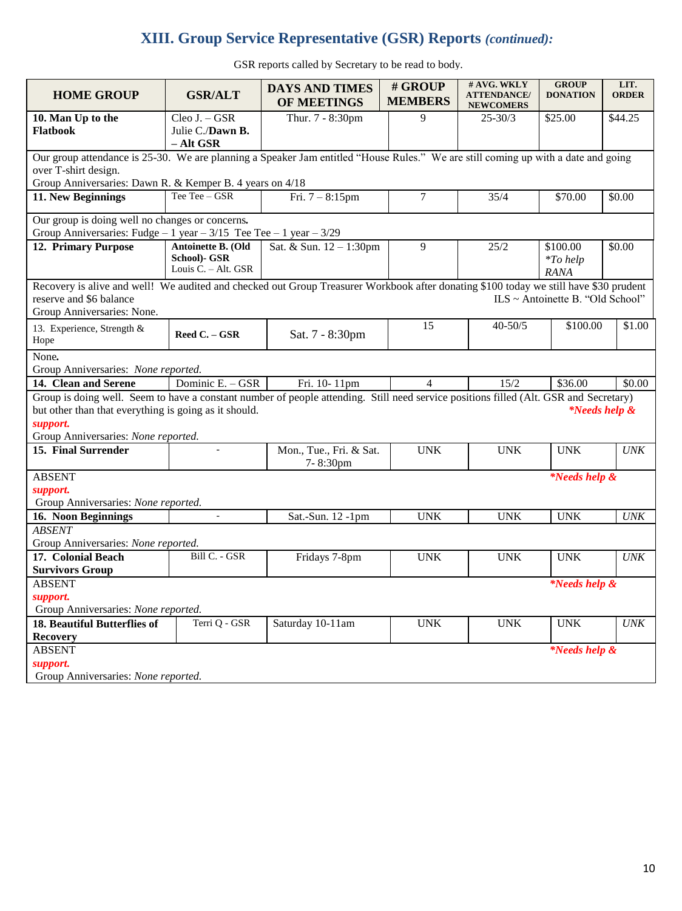## XIII. Group Service Representative (GSR) Reports *(continued):*

GSR reports called by Secretary to be read to body.

| HOME GROUP | GSR/ALT | DAYS AND TIMES OF MEETINGS | # GROUP MEMBERS | # AVG. WKLY ATTENDANCE/ NEWCOMERS | GROUP DONATION | LIT. ORDER |
|---|---|---|---|---|---|---|
| **10. Man Up to the Flatbook** | Cleo J. – GSR Julie C./**Dawn B. – Alt GSR** | Thur. 7 - 8:30pm | 9 | 25-30/3 | $25.00 | $44.25 |
| Our group attendance is 25-30. We are planning a Speaker Jam entitled "House Rules." We are still coming up with a date and going over T-shirt design. Group Anniversaries: Dawn R. & Kemper B. 4 years on 4/18 | | | | | | |
| **11. New Beginnings** | Tee Tee – GSR | Fri. 7 – 8:15pm | 7 | 35/4 | $70.00 | $0.00 |
| Our group is doing well no changes or concerns. Group Anniversaries: Fudge – 1 year – 3/15 Tee Tee – 1 year – 3/29 | | | | | | |
| **12. Primary Purpose** | **Antoinette B. (Old School)- GSR** Louis C. – Alt. GSR | Sat. & Sun. 12 – 1:30pm | 9 | 25/2 | $100.00 *\*To help RANA* | $0.00 |
| Recovery is alive and well! We audited and checked out Group Treasurer Workbook after donating $100 today we still have $30 prudent reserve and $6 balance ILS ~ Antoinette B. "Old School" Group Anniversaries: None. | | | | | | |
| 13. Experience, Strength & Hope | **Reed C. – GSR** | Sat. 7 - 8:30pm | 15 | 40-50/5 | $100.00 | $1.00 |
| None. Group Anniversaries: *None reported.* | | | | | | |
| **14. Clean and Serene** | Dominic E. – GSR | Fri. 10- 11pm | 4 | 15/2 | $36.00 | $0.00 |
| Group is doing well. Seem to have a constant number of people attending. Still need service positions filled (Alt. GSR and Secretary) but other than that everything is going as it should. ***\*Needs help & support.*** Group Anniversaries: *None reported.* | | | | | | |
| **15. Final Surrender** | - | Mon., Tue., Fri. & Sat. 7- 8:30pm | UNK | UNK | UNK | *UNK* |
| ABSENT ***\*Needs help & support.*** Group Anniversaries: *None reported.* | | | | | | |
| **16. Noon Beginnings** | - | Sat.-Sun. 12 -1pm | UNK | UNK | UNK | *UNK* |
| *ABSENT* Group Anniversaries: *None reported.* | | | | | | |
| **17. Colonial Beach Survivors Group** | Bill C. - GSR | Fridays 7-8pm | UNK | UNK | UNK | *UNK* |
| ABSENT ***\*Needs help & support.*** Group Anniversaries: *None reported.* | | | | | | |
| **18. Beautiful Butterflies of Recovery** | Terri Q - GSR | Saturday 10-11am | UNK | UNK | UNK | *UNK* |
| ABSENT ***\*Needs help & support.*** Group Anniversaries: *None reported.* | | | | | | |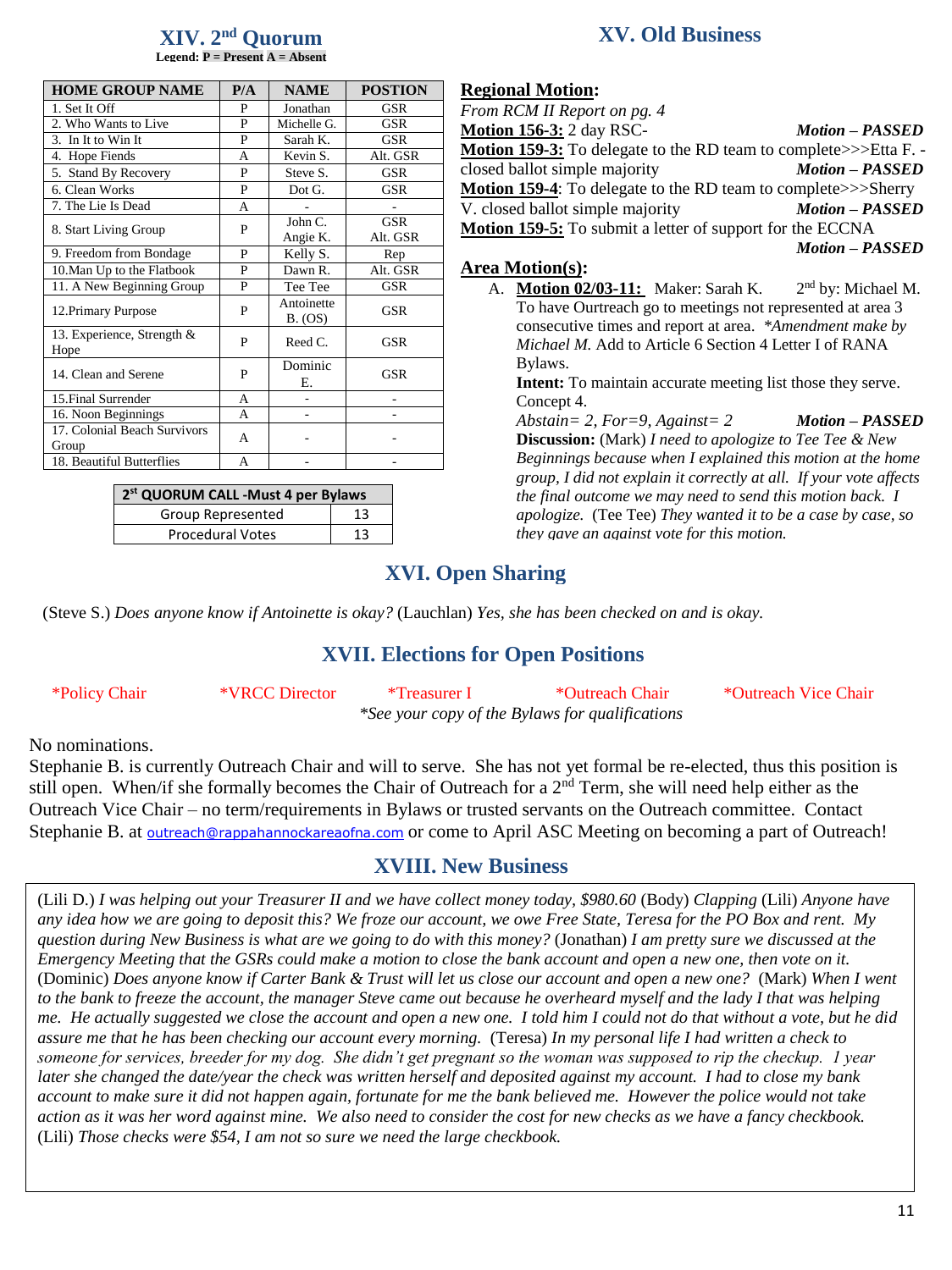## XIV. 2nd Quorum

Legend: P = Present A = Absent

| HOME GROUP NAME | P/A | NAME | POSTION |
|---|---|---|---|
| 1. Set It Off | P | Jonathan | GSR |
| 2. Who Wants to Live | P | Michelle G. | GSR |
| 3. In It to Win It | P | Sarah K. | GSR |
| 4. Hope Fiends | A | Kevin S. | Alt. GSR |
| 5. Stand By Recovery | P | Steve S. | GSR |
| 6. Clean Works | P | Dot G. | GSR |
| 7. The Lie Is Dead | A | - | - |
| 8. Start Living Group | P | John C. Angie K. | GSR Alt. GSR |
| 9. Freedom from Bondage | P | Kelly S. | Rep |
| 10.Man Up to the Flatbook | P | Dawn R. | Alt. GSR |
| 11. A New Beginning Group | P | Tee Tee | GSR |
| 12.Primary Purpose | P | Antoinette B. (OS) | GSR |
| 13. Experience, Strength & Hope | P | Reed C. | GSR |
| 14. Clean and Serene | P | Dominic E. | GSR |
| 15.Final Surrender | A | - | - |
| 16. Noon Beginnings | A | - | - |
| 17. Colonial Beach Survivors Group | A | - | - |
| 18. Beautiful Butterflies | A | - | - |

| 2st QUORUM CALL -Must 4 per Bylaws | |
|---|---|
| Group Represented | 13 |
| Procedural Votes | 13 |

## XV. Old Business

**Regional Motion:**

*From RCM II Report on pg. 4*

**Motion 156-3:** 2 day RSC- ***Motion – PASSED***

**Motion 159-3:** To delegate to the RD team to complete>>>Etta F. -closed ballot simple majority ***Motion – PASSED***

**Motion 159-4**: To delegate to the RD team to complete>>>Sherry V. closed ballot simple majority ***Motion – PASSED***

**Motion 159-5:** To submit a letter of support for the ECCNA ***Motion – PASSED***

**Area Motion(s):**

A. **Motion 02/03-11:** Maker: Sarah K. 2nd by: Michael M. To have Ourtreach go to meetings not represented at area 3 consecutive times and report at area. **Amendment make by Michael M.* Add to Article 6 Section 4 Letter I of RANA Bylaws.
   **Intent:** To maintain accurate meeting list those they serve. Concept 4.
   *Abstain= 2, For=9, Against= 2* ***Motion – PASSED***
   **Discussion:** (Mark) *I need to apologize to Tee Tee & New Beginnings because when I explained this motion at the home group, I did not explain it correctly at all. If your vote affects the final outcome we may need to send this motion back. I apologize.* (Tee Tee) *They wanted it to be a case by case, so they gave an against vote for this motion.*

## XVI. Open Sharing

(Steve S.) *Does anyone know if Antoinette is okay?* (Lauchlan) *Yes, she has been checked on and is okay.*

## XVII. Elections for Open Positions

*Policy Chair *VRCC Director *Treasurer I *Outreach Chair *Outreach Vice Chair

**See your copy of the Bylaws for qualifications*

No nominations.

Stephanie B. is currently Outreach Chair and will to serve. She has not yet formal be re-elected, thus this position is still open. When/if she formally becomes the Chair of Outreach for a 2nd Term, she will need help either as the Outreach Vice Chair – no term/requirements in Bylaws or trusted servants on the Outreach committee. Contact Stephanie B. at outreach@rappahannockareaofna.com or come to April ASC Meeting on becoming a part of Outreach!

## XVIII. New Business

(Lili D.) *I was helping out your Treasurer II and we have collect money today, $980.60* (Body) *Clapping* (Lili) *Anyone have any idea how we are going to deposit this? We froze our account, we owe Free State, Teresa for the PO Box and rent. My question during New Business is what are we going to do with this money?* (Jonathan) *I am pretty sure we discussed at the Emergency Meeting that the GSRs could make a motion to close the bank account and open a new one, then vote on it.* (Dominic) *Does anyone know if Carter Bank & Trust will let us close our account and open a new one?* (Mark) *When I went to the bank to freeze the account, the manager Steve came out because he overheard myself and the lady I that was helping me. He actually suggested we close the account and open a new one. I told him I could not do that without a vote, but he did assure me that he has been checking our account every morning.* (Teresa) *In my personal life I had written a check to someone for services, breeder for my dog. She didn't get pregnant so the woman was supposed to rip the checkup. 1 year later she changed the date/year the check was written herself and deposited against my account. I had to close my bank account to make sure it did not happen again, fortunate for me the bank believed me. However the police would not take action as it was her word against mine. We also need to consider the cost for new checks as we have a fancy checkbook.* (Lili) *Those checks were $54, I am not so sure we need the large checkbook.*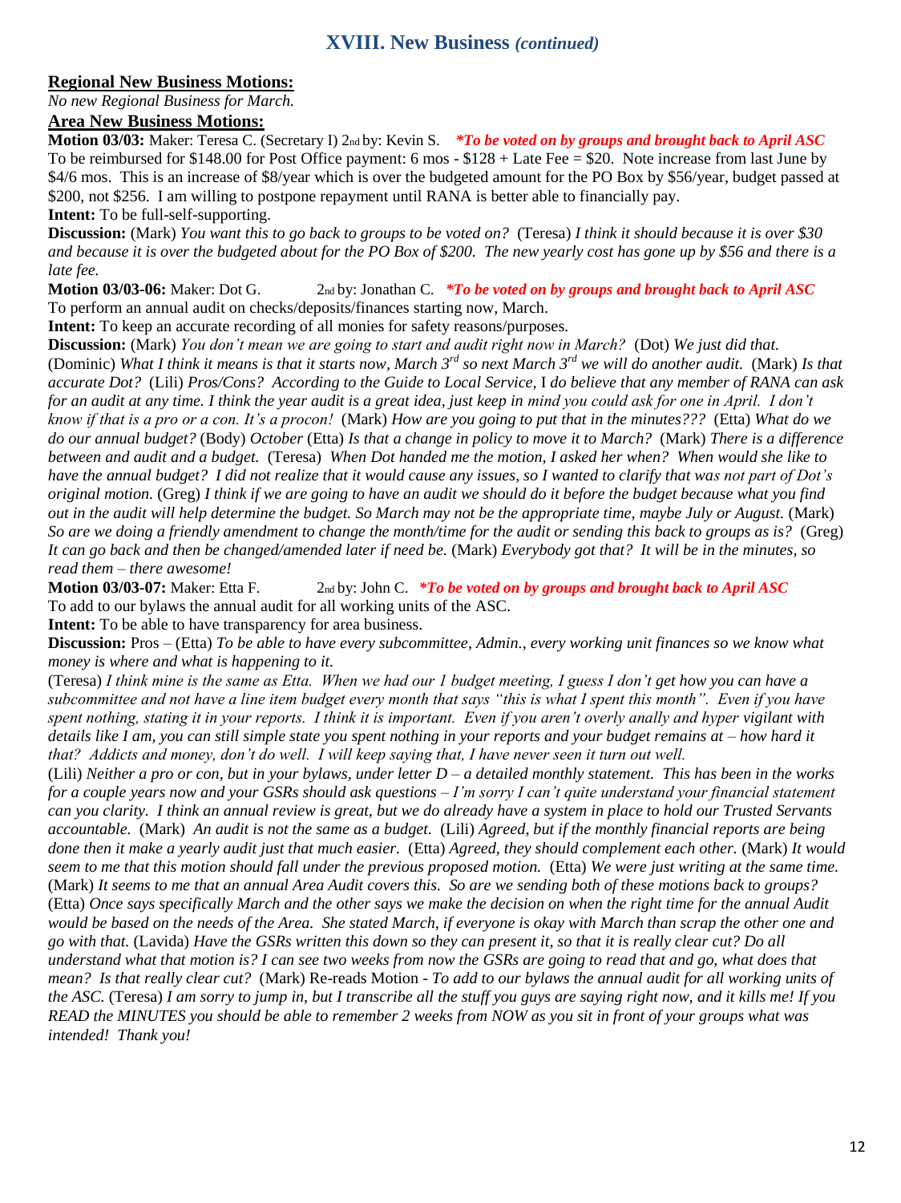## XVIII. New Business *(continued)*

**Regional New Business Motions:**

*No new Regional Business for March.*

**Area New Business Motions:**

**Motion 03/03:** Maker: Teresa C. (Secretary I) 2nd by: Kevin S. ***To be voted on by groups and brought back to April ASC***
To be reimbursed for $148.00 for Post Office payment: 6 mos - $128 + Late Fee = $20. Note increase from last June by $4/6 mos. This is an increase of $8/year which is over the budgeted amount for the PO Box by $56/year, budget passed at $200, not $256. I am willing to postpone repayment until RANA is better able to financially pay.

**Intent:** To be full-self-supporting.

**Discussion:** (Mark) *You want this to go back to groups to be voted on?* (Teresa) *I think it should because it is over $30 and because it is over the budgeted about for the PO Box of $200. The new yearly cost has gone up by $56 and there is a late fee.*

**Motion 03/03-06:** Maker: Dot G. 2nd by: Jonathan C. ***To be voted on by groups and brought back to April ASC***
To perform an annual audit on checks/deposits/finances starting now, March.

**Intent:** To keep an accurate recording of all monies for safety reasons/purposes.

**Discussion:** (Mark) *You don't mean we are going to start and audit right now in March?* (Dot) *We just did that.* (Dominic) *What I think it means is that it starts now, March 3rd so next March 3rd we will do another audit.* (Mark) *Is that accurate Dot?* (Lili) *Pros/Cons? According to the Guide to Local Service,* I *do believe that any member of RANA can ask for an audit at any time. I think the year audit is a great idea, just keep in mind you could ask for one in April. I don't know if that is a pro or a con. It's a procon!* (Mark) *How are you going to put that in the minutes???* (Etta) *What do we do our annual budget?* (Body) *October* (Etta) *Is that a change in policy to move it to March?* (Mark) *There is a difference between and audit and a budget.* (Teresa) *When Dot handed me the motion, I asked her when? When would she like to have the annual budget? I did not realize that it would cause any issues, so I wanted to clarify that was not part of Dot's original motion.* (Greg) *I think if we are going to have an audit we should do it before the budget because what you find out in the audit will help determine the budget. So March may not be the appropriate time, maybe July or August.* (Mark) *So are we doing a friendly amendment to change the month/time for the audit or sending this back to groups as is?* (Greg) *It can go back and then be changed/amended later if need be.* (Mark) *Everybody got that? It will be in the minutes, so read them – there awesome!*

**Motion 03/03-07:** Maker: Etta F. 2nd by: John C. ***To be voted on by groups and brought back to April ASC***
To add to our bylaws the annual audit for all working units of the ASC.

**Intent:** To be able to have transparency for area business.

**Discussion:** Pros – (Etta) *To be able to have every subcommittee, Admin., every working unit finances so we know what money is where and what is happening to it.*

(Teresa) *I think mine is the same as Etta. When we had our 1 budget meeting, I guess I don't get how you can have a subcommittee and not have a line item budget every month that says "this is what I spent this month". Even if you have spent nothing, stating it in your reports. I think it is important. Even if you aren't overly anally and hyper vigilant with details like I am, you can still simple state you spent nothing in your reports and your budget remains at – how hard it that? Addicts and money, don't do well. I will keep saying that, I have never seen it turn out well.*

(Lili) *Neither a pro or con, but in your bylaws, under letter D – a detailed monthly statement. This has been in the works for a couple years now and your GSRs should ask questions – I'm sorry I can't quite understand your financial statement can you clarity. I think an annual review is great, but we do already have a system in place to hold our Trusted Servants accountable.* (Mark) *An audit is not the same as a budget.* (Lili) *Agreed, but if the monthly financial reports are being done then it make a yearly audit just that much easier.* (Etta) *Agreed, they should complement each other.* (Mark) *It would seem to me that this motion should fall under the previous proposed motion.* (Etta) *We were just writing at the same time.* (Mark) *It seems to me that an annual Area Audit covers this. So are we sending both of these motions back to groups?* (Etta) *Once says specifically March and the other says we make the decision on when the right time for the annual Audit would be based on the needs of the Area. She stated March, if everyone is okay with March than scrap the other one and go with that.* (Lavida) *Have the GSRs written this down so they can present it, so that it is really clear cut? Do all understand what that motion is? I can see two weeks from now the GSRs are going to read that and go, what does that mean? Is that really clear cut?* (Mark) Re-reads Motion - *To add to our bylaws the annual audit for all working units of the ASC.* (Teresa) *I am sorry to jump in, but I transcribe all the stuff you guys are saying right now, and it kills me! If you READ the MINUTES you should be able to remember 2 weeks from NOW as you sit in front of your groups what was intended! Thank you!*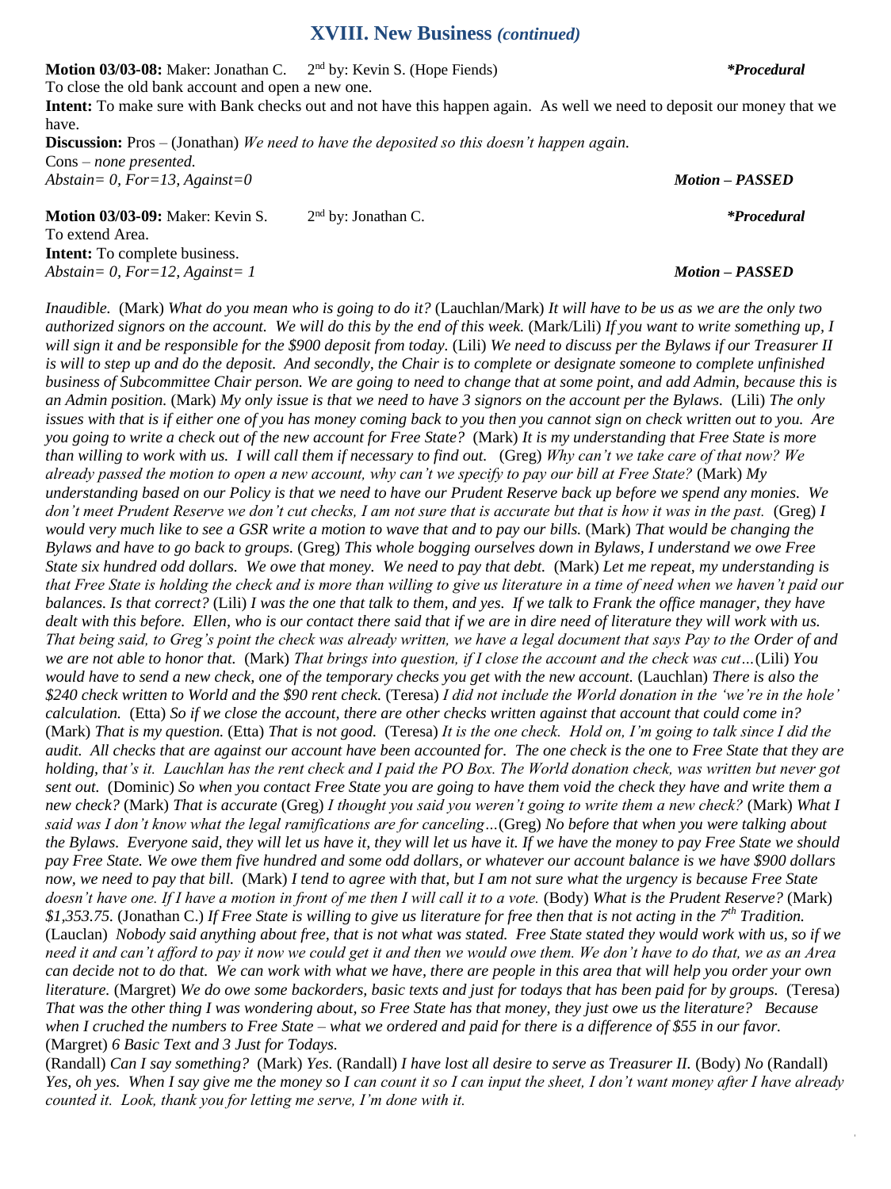## XVIII. New Business *(continued)*

**Motion 03/03-08:** Maker: Jonathan C. 2nd by: Kevin S. (Hope Fiends) ***Procedural***
To close the old bank account and open a new one.
**Intent:** To make sure with Bank checks out and not have this happen again. As well we need to deposit our money that we have.
**Discussion:** Pros – (Jonathan) *We need to have the deposited so this doesn't happen again.*
Cons – *none presented.*
*Abstain= 0, For=13, Against=0* ***Motion – PASSED***

**Motion 03/03-09:** Maker: Kevin S. 2nd by: Jonathan C. ***Procedural***
To extend Area.
**Intent:** To complete business.
*Abstain= 0, For=12, Against= 1* ***Motion – PASSED***

*Inaudible.* (Mark) *What do you mean who is going to do it?* (Lauchlan/Mark) *It will have to be us as we are the only two authorized signors on the account. We will do this by the end of this week.* (Mark/Lili) *If you want to write something up, I will sign it and be responsible for the $900 deposit from today.* (Lili) *We need to discuss per the Bylaws if our Treasurer II is will to step up and do the deposit. And secondly, the Chair is to complete or designate someone to complete unfinished business of Subcommittee Chair person. We are going to need to change that at some point, and add Admin, because this is an Admin position.* (Mark) *My only issue is that we need to have 3 signors on the account per the Bylaws.* (Lili) *The only issues with that is if either one of you has money coming back to you then you cannot sign on check written out to you. Are you going to write a check out of the new account for Free State?* (Mark) *It is my understanding that Free State is more than willing to work with us. I will call them if necessary to find out.* (Greg) *Why can't we take care of that now? We already passed the motion to open a new account, why can't we specify to pay our bill at Free State?* (Mark) *My understanding based on our Policy is that we need to have our Prudent Reserve back up before we spend any monies. We don't meet Prudent Reserve we don't cut checks, I am not sure that is accurate but that is how it was in the past.* (Greg) *I would very much like to see a GSR write a motion to wave that and to pay our bills.* (Mark) *That would be changing the Bylaws and have to go back to groups.* (Greg) *This whole bogging ourselves down in Bylaws, I understand we owe Free State six hundred odd dollars. We owe that money. We need to pay that debt.* (Mark) *Let me repeat, my understanding is that Free State is holding the check and is more than willing to give us literature in a time of need when we haven't paid our balances. Is that correct?* (Lili) *I was the one that talk to them, and yes. If we talk to Frank the office manager, they have dealt with this before. Ellen, who is our contact there said that if we are in dire need of literature they will work with us. That being said, to Greg's point the check was already written, we have a legal document that says Pay to the Order of and we are not able to honor that.* (Mark) *That brings into question, if I close the account and the check was cut…*(Lili) *You would have to send a new check, one of the temporary checks you get with the new account.* (Lauchlan) *There is also the $240 check written to World and the $90 rent check.* (Teresa) *I did not include the World donation in the 'we're in the hole' calculation.* (Etta) *So if we close the account, there are other checks written against that account that could come in?* (Mark) *That is my question.* (Etta) *That is not good.* (Teresa) *It is the one check. Hold on, I'm going to talk since I did the audit. All checks that are against our account have been accounted for. The one check is the one to Free State that they are holding, that's it. Lauchlan has the rent check and I paid the PO Box. The World donation check, was written but never got sent out.* (Dominic) *So when you contact Free State you are going to have them void the check they have and write them a new check?* (Mark) *That is accurate* (Greg) *I thought you said you weren't going to write them a new check?* (Mark) *What I said was I don't know what the legal ramifications are for canceling…*(Greg) *No before that when you were talking about the Bylaws. Everyone said, they will let us have it, they will let us have it. If we have the money to pay Free State we should pay Free State. We owe them five hundred and some odd dollars, or whatever our account balance is we have $900 dollars now, we need to pay that bill.* (Mark) *I tend to agree with that, but I am not sure what the urgency is because Free State doesn't have one. If I have a motion in front of me then I will call it to a vote.* (Body) *What is the Prudent Reserve?* (Mark) *$1,353.75.* (Jonathan C.) *If Free State is willing to give us literature for free then that is not acting in the 7th Tradition.* (Lauclan) *Nobody said anything about free, that is not what was stated. Free State stated they would work with us, so if we need it and can't afford to pay it now we could get it and then we would owe them. We don't have to do that, we as an Area can decide not to do that. We can work with what we have, there are people in this area that will help you order your own literature.* (Margret) *We do owe some backorders, basic texts and just for todays that has been paid for by groups.* (Teresa) *That was the other thing I was wondering about, so Free State has that money, they just owe us the literature? Because when I cruched the numbers to Free State – what we ordered and paid for there is a difference of $55 in our favor.* (Margret) *6 Basic Text and 3 Just for Todays.*
(Randall) *Can I say something?* (Mark) *Yes.* (Randall) *I have lost all desire to serve as Treasurer II.* (Body) *No* (Randall) *Yes, oh yes. When I say give me the money so I can count it so I can input the sheet, I don't want money after I have already counted it. Look, thank you for letting me serve, I'm done with it.*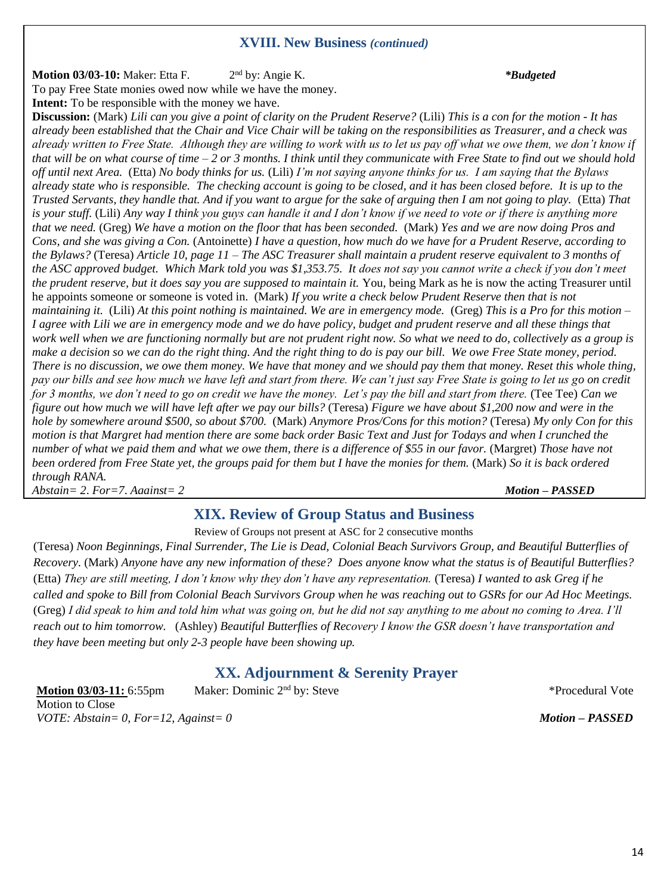## XVIII. New Business *(continued)*

**Motion 03/03-10:** Maker: Etta F. 2nd by: Angie K. ***Budgeted**

To pay Free State monies owed now while we have the money.

**Intent:** To be responsible with the money we have.

**Discussion:** (Mark) *Lili can you give a point of clarity on the Prudent Reserve?* (Lili) *This is a con for the motion - It has already been established that the Chair and Vice Chair will be taking on the responsibilities as Treasurer, and a check was already written to Free State. Although they are willing to work with us to let us pay off what we owe them, we don't know if that will be on what course of time – 2 or 3 months. I think until they communicate with Free State to find out we should hold off until next Area.* (Etta) *No body thinks for us.* (Lili) *I'm not saying anyone thinks for us. I am saying that the Bylaws already state who is responsible. The checking account is going to be closed, and it has been closed before. It is up to the Trusted Servants, they handle that. And if you want to argue for the sake of arguing then I am not going to play.* (Etta) *That is your stuff.* (Lili) *Any way I think you guys can handle it and I don't know if we need to vote or if there is anything more that we need.* (Greg) *We have a motion on the floor that has been seconded.* (Mark) *Yes and we are now doing Pros and Cons, and she was giving a Con.* (Antoinette) *I have a question, how much do we have for a Prudent Reserve, according to the Bylaws?* (Teresa) *Article 10, page 11 – The ASC Treasurer shall maintain a prudent reserve equivalent to 3 months of the ASC approved budget. Which Mark told you was $1,353.75. It does not say you cannot write a check if you don't meet the prudent reserve, but it does say you are supposed to maintain it.* You, being Mark as he is now the acting Treasurer until he appoints someone or someone is voted in. (Mark) *If you write a check below Prudent Reserve then that is not maintaining it.* (Lili) *At this point nothing is maintained. We are in emergency mode.* (Greg) *This is a Pro for this motion – I agree with Lili we are in emergency mode and we do have policy, budget and prudent reserve and all these things that work well when we are functioning normally but are not prudent right now. So what we need to do, collectively as a group is make a decision so we can do the right thing. And the right thing to do is pay our bill. We owe Free State money, period. There is no discussion, we owe them money. We have that money and we should pay them that money. Reset this whole thing, pay our bills and see how much we have left and start from there. We can't just say Free State is going to let us go on credit for 3 months, we don't need to go on credit we have the money. Let's pay the bill and start from there.* (Tee Tee) *Can we figure out how much we will have left after we pay our bills?* (Teresa) *Figure we have about $1,200 now and were in the hole by somewhere around $500, so about $700.* (Mark) *Anymore Pros/Cons for this motion?* (Teresa) *My only Con for this motion is that Margret had mention there are some back order Basic Text and Just for Todays and when I crunched the number of what we paid them and what we owe them, there is a difference of $55 in our favor.* (Margret) *Those have not been ordered from Free State yet, the groups paid for them but I have the monies for them.* (Mark) *So it is back ordered through RANA.*

*Abstain= 2, For=7, Against= 2* ***Motion – PASSED***

## XIX. Review of Group Status and Business

Review of Groups not present at ASC for 2 consecutive months

(Teresa) *Noon Beginnings, Final Surrender, The Lie is Dead, Colonial Beach Survivors Group, and Beautiful Butterflies of Recovery.* (Mark) *Anyone have any new information of these? Does anyone know what the status is of Beautiful Butterflies?* (Etta) *They are still meeting, I don't know why they don't have any representation.* (Teresa) *I wanted to ask Greg if he called and spoke to Bill from Colonial Beach Survivors Group when he was reaching out to GSRs for our Ad Hoc Meetings.* (Greg) *I did speak to him and told him what was going on, but he did not say anything to me about no coming to Area. I'll reach out to him tomorrow.* (Ashley) *Beautiful Butterflies of Recovery I know the GSR doesn't have transportation and they have been meeting but only 2-3 people have been showing up.*

## XX. Adjournment & Serenity Prayer

**Motion 03/03-11:** 6:55pm Maker: Dominic 2nd by: Steve *Procedural Vote

Motion to Close

*VOTE: Abstain= 0, For=12, Against= 0* ***Motion – PASSED***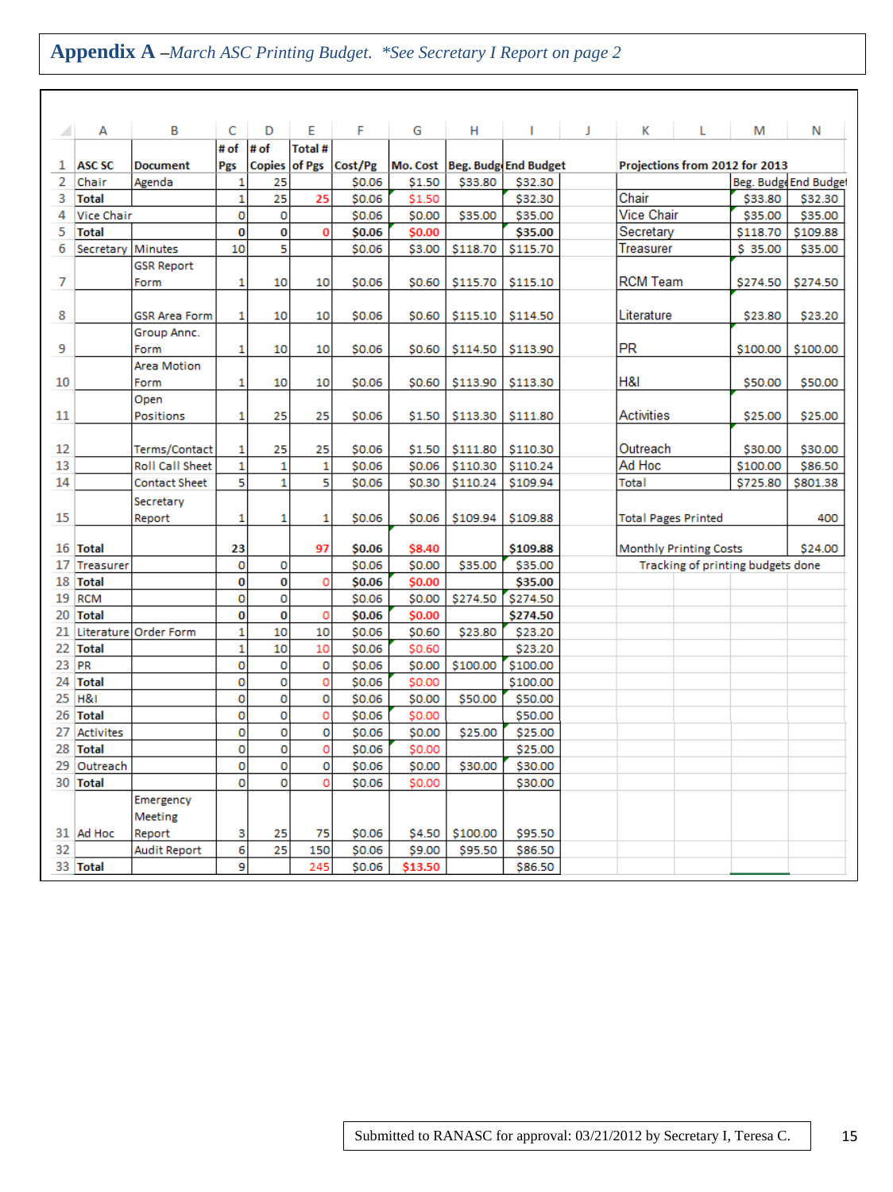**Appendix A** –*March ASC Printing Budget. *See Secretary I Report on page 2*

| | A | B | C | D | E | F | G | H | I | J | K | L | M | N |
|---|---|---|---|---|---|---|---|---|---|---|---|---|---|---|
| 1 | ASC SC | Document | # of Pgs | # of Copies | Total # of Pgs | Cost/Pg | Mo. Cost | Beg. Budg | End Budget | | Projections from 2012 for 2013 | | | |
| 2 | Chair | Agenda | 1 | 25 | | $0.06 | $1.50 | $33.80 | $32.30 | | | | Beg. Budg | End Budget |
| 3 | Total | | 1 | 25 | 25 | $0.06 | $1.50 | | $32.30 | | Chair | | $33.80 | $32.30 |
| 4 | Vice Chair | | 0 | 0 | | $0.06 | $0.00 | $35.00 | $35.00 | | Vice Chair | | $35.00 | $35.00 |
| 5 | Total | | 0 | 0 | 0 | $0.06 | $0.00 | | $35.00 | | Secretary | | $118.70 | $109.88 |
| 6 | Secretary | Minutes | 10 | 5 | | $0.06 | $3.00 | $118.70 | $115.70 | | Treasurer | | $ 35.00 | $35.00 |
| 7 | | GSR Report Form | 1 | 10 | 10 | $0.06 | $0.60 | $115.70 | $115.10 | | RCM Team | | $274.50 | $274.50 |
| 8 | | GSR Area Form | 1 | 10 | 10 | $0.06 | $0.60 | $115.10 | $114.50 | | Literature | | $23.80 | $23.20 |
| 9 | | Group Annc. Form | 1 | 10 | 10 | $0.06 | $0.60 | $114.50 | $113.90 | | PR | | $100.00 | $100.00 |
| 10 | | Area Motion Form | 1 | 10 | 10 | $0.06 | $0.60 | $113.90 | $113.30 | | H&I | | $50.00 | $50.00 |
| 11 | | Open Positions | 1 | 25 | 25 | $0.06 | $1.50 | $113.30 | $111.80 | | Activities | | $25.00 | $25.00 |
| 12 | | Terms/Contact | 1 | 25 | 25 | $0.06 | $1.50 | $111.80 | $110.30 | | Outreach | | $30.00 | $30.00 |
| 13 | | Roll Call Sheet | 1 | 1 | 1 | $0.06 | $0.06 | $110.30 | $110.24 | | Ad Hoc | | $100.00 | $86.50 |
| 14 | | Contact Sheet | 5 | 1 | 5 | $0.06 | $0.30 | $110.24 | $109.94 | | Total | | $725.80 | $801.38 |
| 15 | | Secretary Report | 1 | 1 | 1 | $0.06 | $0.06 | $109.94 | $109.88 | | Total Pages Printed | | | 400 |
| 16 | Total | | 23 | | 97 | $0.06 | $8.40 | | $109.88 | | Monthly Printing Costs | | | $24.00 |
| 17 | Treasurer | | 0 | 0 | | $0.06 | $0.00 | $35.00 | $35.00 | | Tracking of printing budgets done | | | |
| 18 | Total | | 0 | 0 | 0 | $0.06 | $0.00 | | $35.00 | | | | | |
| 19 | RCM | | 0 | 0 | | $0.06 | $0.00 | $274.50 | $274.50 | | | | | |
| 20 | Total | | 0 | 0 | 0 | $0.06 | $0.00 | | $274.50 | | | | | |
| 21 | Literature | Order Form | 1 | 10 | 10 | $0.06 | $0.60 | $23.80 | $23.20 | | | | | |
| 22 | Total | | 1 | 10 | 10 | $0.06 | $0.60 | | $23.20 | | | | | |
| 23 | PR | | 0 | 0 | 0 | $0.06 | $0.00 | $100.00 | $100.00 | | | | | |
| 24 | Total | | 0 | 0 | 0 | $0.06 | $0.00 | | $100.00 | | | | | |
| 25 | H&I | | 0 | 0 | 0 | $0.06 | $0.00 | $50.00 | $50.00 | | | | | |
| 26 | Total | | 0 | 0 | 0 | $0.06 | $0.00 | | $50.00 | | | | | |
| 27 | Activites | | 0 | 0 | 0 | $0.06 | $0.00 | $25.00 | $25.00 | | | | | |
| 28 | Total | | 0 | 0 | 0 | $0.06 | $0.00 | | $25.00 | | | | | |
| 29 | Outreach | | 0 | 0 | 0 | $0.06 | $0.00 | $30.00 | $30.00 | | | | | |
| 30 | Total | | 0 | 0 | 0 | $0.06 | $0.00 | | $30.00 | | | | | |
| 31 | Ad Hoc | Emergency Meeting Report | 3 | 25 | 75 | $0.06 | $4.50 | $100.00 | $95.50 | | | | | |
| 32 | | Audit Report | 6 | 25 | 150 | $0.06 | $9.00 | $95.50 | $86.50 | | | | | |
| 33 | Total | | 9 | | 245 | $0.06 | $13.50 | | $86.50 | | | | | |

Submitted to RANASC for approval: 03/21/2012 by Secretary I, Teresa C.